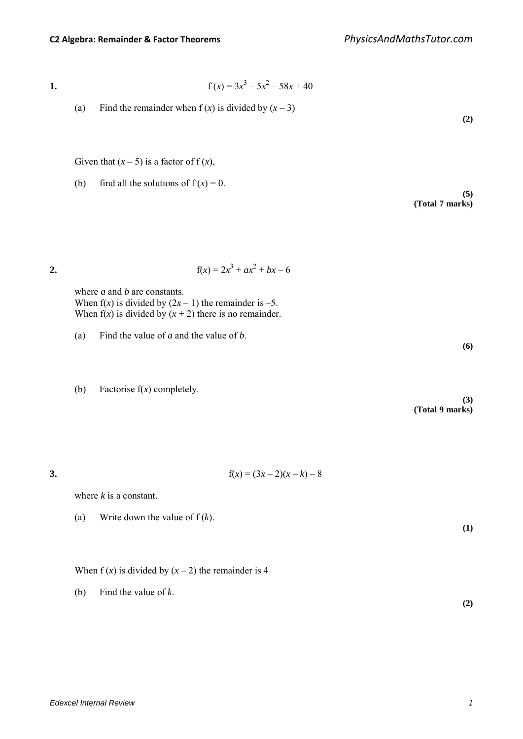1. $$f(x) = 3x^3 - 5x^2 - 58x + 40$$

   (a) Find the remainder when $f(x)$ is divided by $(x - 3)$

   **(2)**

   Given that $(x - 5)$ is a factor of $f(x)$,

   (b) find all the solutions of $f(x) = 0$.

   **(5)**
   **(Total 7 marks)**

2. $$f(x) = 2x^3 + ax^2 + bx - 6$$

   where *a* and *b* are constants.
   When $f(x)$ is divided by $(2x - 1)$ the remainder is $-5$.
   When $f(x)$ is divided by $(x + 2)$ there is no remainder.

   (a) Find the value of *a* and the value of *b*.

   **(6)**

   (b) Factorise $f(x)$ completely.

   **(3)**
   **(Total 9 marks)**

3. $$f(x) = (3x - 2)(x - k) - 8$$

   where *k* is a constant.

   (a) Write down the value of $f(k)$.

   **(1)**

   When $f(x)$ is divided by $(x - 2)$ the remainder is 4

   (b) Find the value of *k*.

   **(2)**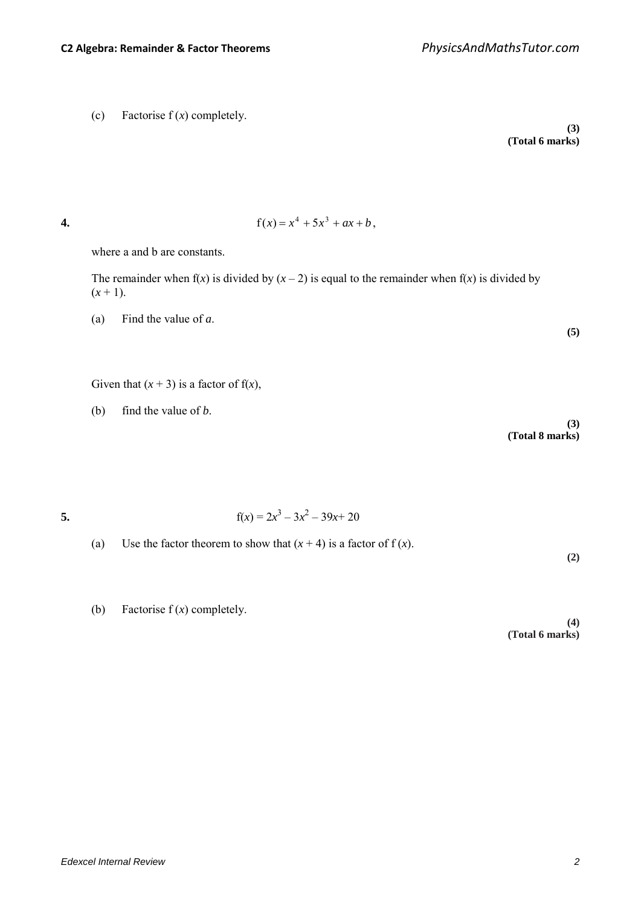(c) Factorise f ($x$) completely.

**(3)**
**(Total 6 marks)**

**4.**

$$f(x) = x^4 + 5x^3 + ax + b,$$

where a and b are constants.

The remainder when f($x$) is divided by ($x$ – 2) is equal to the remainder when f($x$) is divided by ($x$ + 1).

(a) Find the value of $a$.

**(5)**

Given that ($x$ + 3) is a factor of f($x$),

(b) find the value of $b$.

**(3)**
**(Total 8 marks)**

**5.**

$$f(x) = 2x^3 - 3x^2 - 39x + 20$$

(a) Use the factor theorem to show that ($x$ + 4) is a factor of f ($x$).

**(2)**

(b) Factorise f ($x$) completely.

**(4)**
**(Total 6 marks)**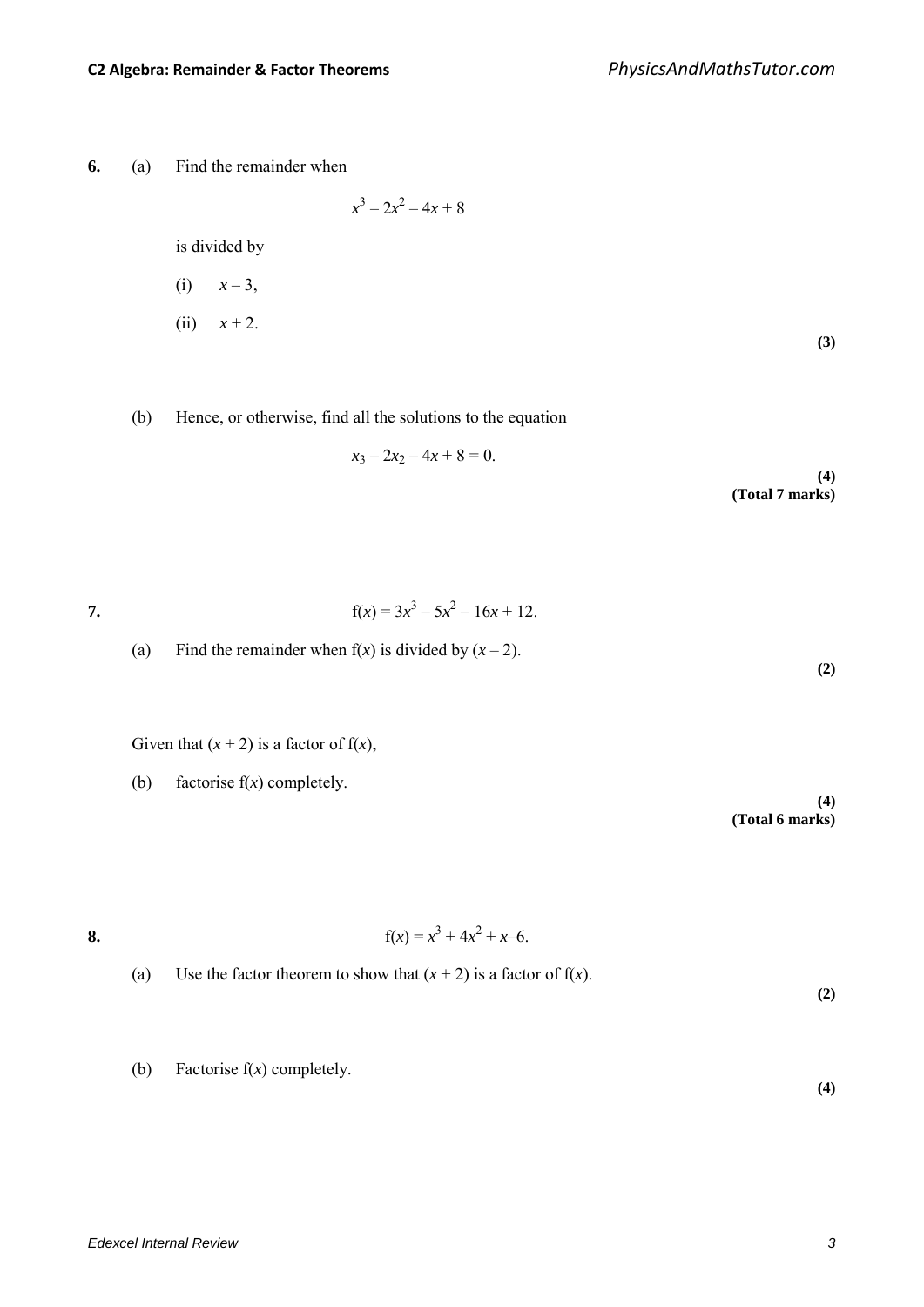**6.** (a) Find the remainder when

$$x^3 - 2x^2 - 4x + 8$$

is divided by

(i) $x - 3$,

(ii) $x + 2$.

**(3)**

(b) Hence, or otherwise, find all the solutions to the equation

$$x_3 - 2x_2 - 4x + 8 = 0.$$

**(4)**
**(Total 7 marks)**

**7.**

$$f(x) = 3x^3 - 5x^2 - 16x + 12.$$

(a) Find the remainder when f($x$) is divided by ($x$ – 2).

**(2)**

Given that ($x$ + 2) is a factor of f($x$),

(b) factorise f($x$) completely.

**(4)**
**(Total 6 marks)**

**8.**

$$f(x) = x^3 + 4x^2 + x – 6.$$

(a) Use the factor theorem to show that ($x$ + 2) is a factor of f($x$).

**(2)**

(b) Factorise f($x$) completely.

**(4)**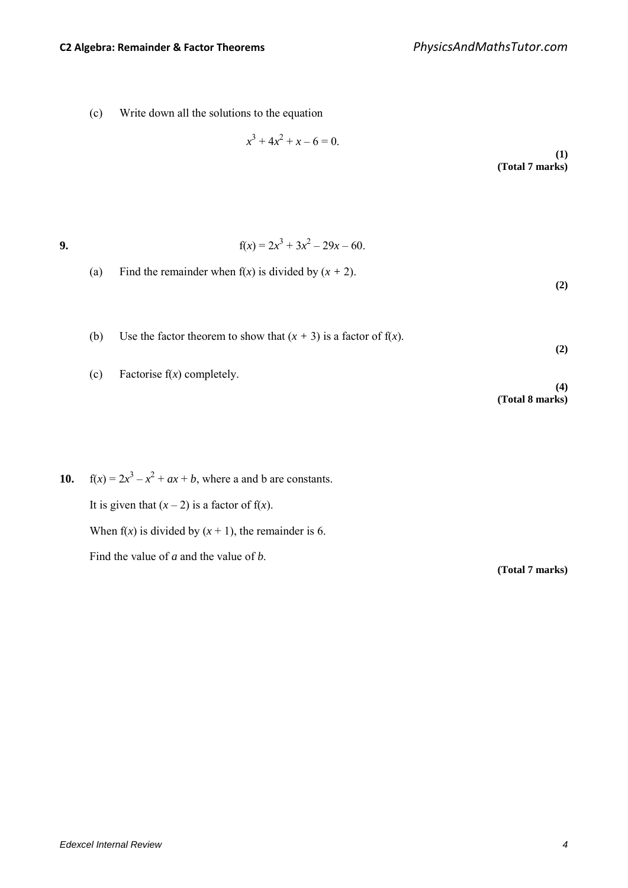(c) Write down all the solutions to the equation

$$x^3 + 4x^2 + x - 6 = 0.$$

**(1)**
**(Total 7 marks)**

**9.**

$$f(x) = 2x^3 + 3x^2 - 29x - 60.$$

(a) Find the remainder when $f(x)$ is divided by $(x + 2)$.

**(2)**

(b) Use the factor theorem to show that $(x + 3)$ is a factor of $f(x)$.

**(2)**

(c) Factorise $f(x)$ completely.

**(4)**
**(Total 8 marks)**

**10.** $f(x) = 2x^3 - x^2 + ax + b$, where a and b are constants.

It is given that $(x - 2)$ is a factor of $f(x)$.

When $f(x)$ is divided by $(x + 1)$, the remainder is 6.

Find the value of $a$ and the value of $b$.

**(Total 7 marks)**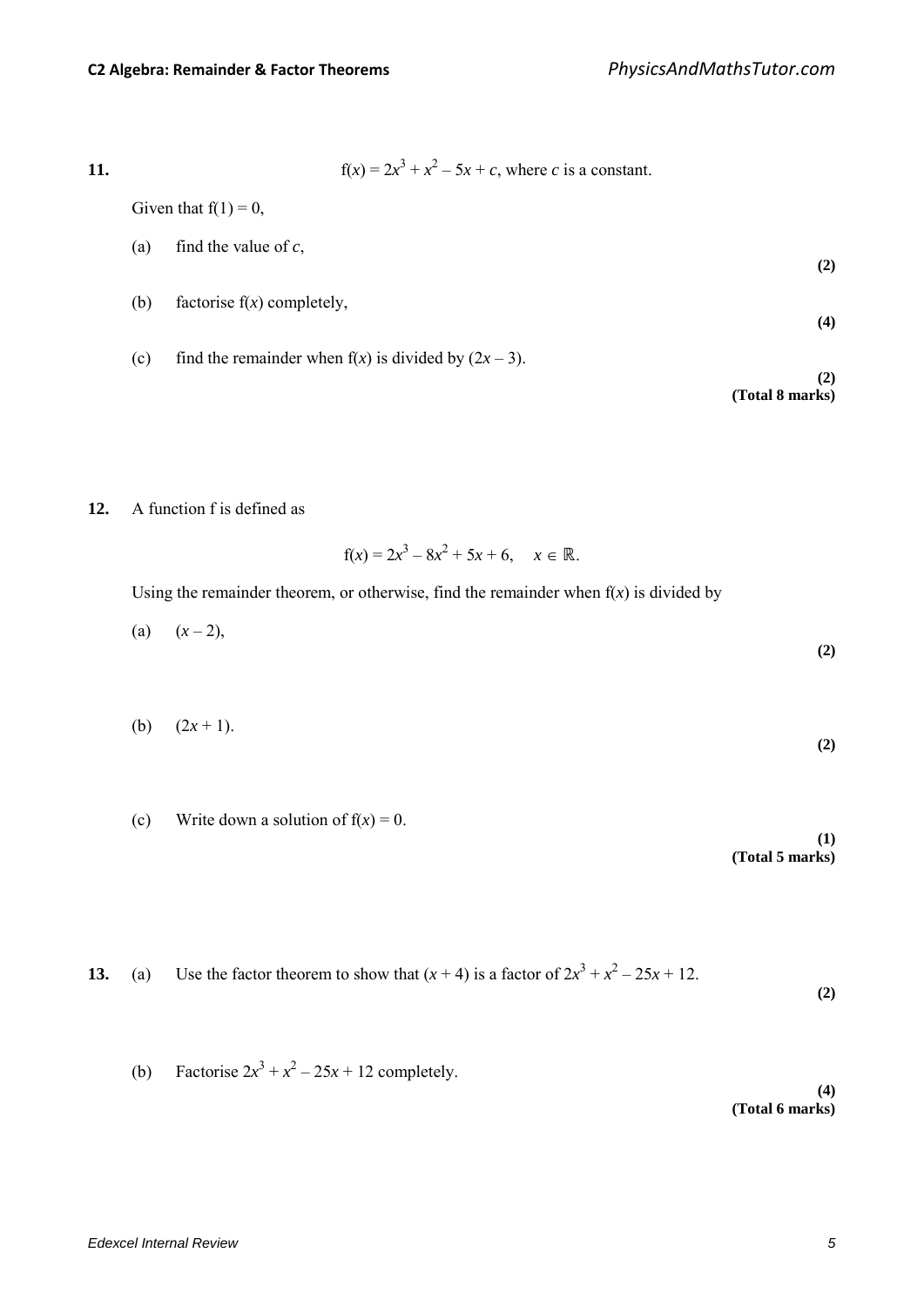**11.** $$f(x) = 2x^3 + x^2 - 5x + c, \text{ where } c \text{ is a constant.}$$

Given that $f(1) = 0$,

(a) find the value of $c$,
**(2)**

(b) factorise $f(x)$ completely,
**(4)**

(c) find the remainder when $f(x)$ is divided by $(2x - 3)$.
**(2)**
**(Total 8 marks)**

**12.** A function f is defined as

$$f(x) = 2x^3 - 8x^2 + 5x + 6, \quad x \in \mathbb{R}.$$

Using the remainder theorem, or otherwise, find the remainder when $f(x)$ is divided by

(a) $(x - 2)$,
**(2)**

(b) $(2x + 1)$.
**(2)**

(c) Write down a solution of $f(x) = 0$.
**(1)**
**(Total 5 marks)**

**13.** (a) Use the factor theorem to show that $(x + 4)$ is a factor of $2x^3 + x^2 - 25x + 12$.
**(2)**

(b) Factorise $2x^3 + x^2 - 25x + 12$ completely.
**(4)**
**(Total 6 marks)**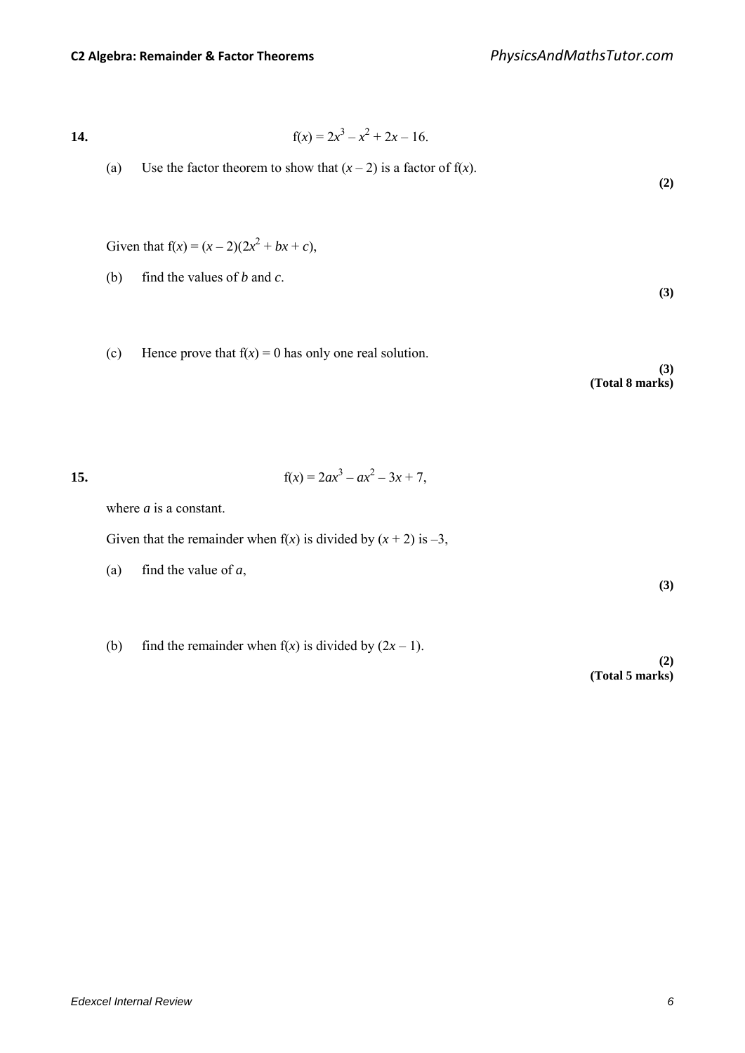**14.** $$f(x) = 2x^3 - x^2 + 2x - 16.$$

(a) Use the factor theorem to show that $(x - 2)$ is a factor of $f(x)$.

**(2)**

Given that $f(x) = (x - 2)(2x^2 + bx + c)$,

(b) find the values of $b$ and $c$.

**(3)**

(c) Hence prove that $f(x) = 0$ has only one real solution.

**(3)**
**(Total 8 marks)**

**15.** $$f(x) = 2ax^3 - ax^2 - 3x + 7,$$

where $a$ is a constant.

Given that the remainder when $f(x)$ is divided by $(x + 2)$ is $-3$,

(a) find the value of $a$,

**(3)**

(b) find the remainder when $f(x)$ is divided by $(2x - 1)$.

**(2)**
**(Total 5 marks)**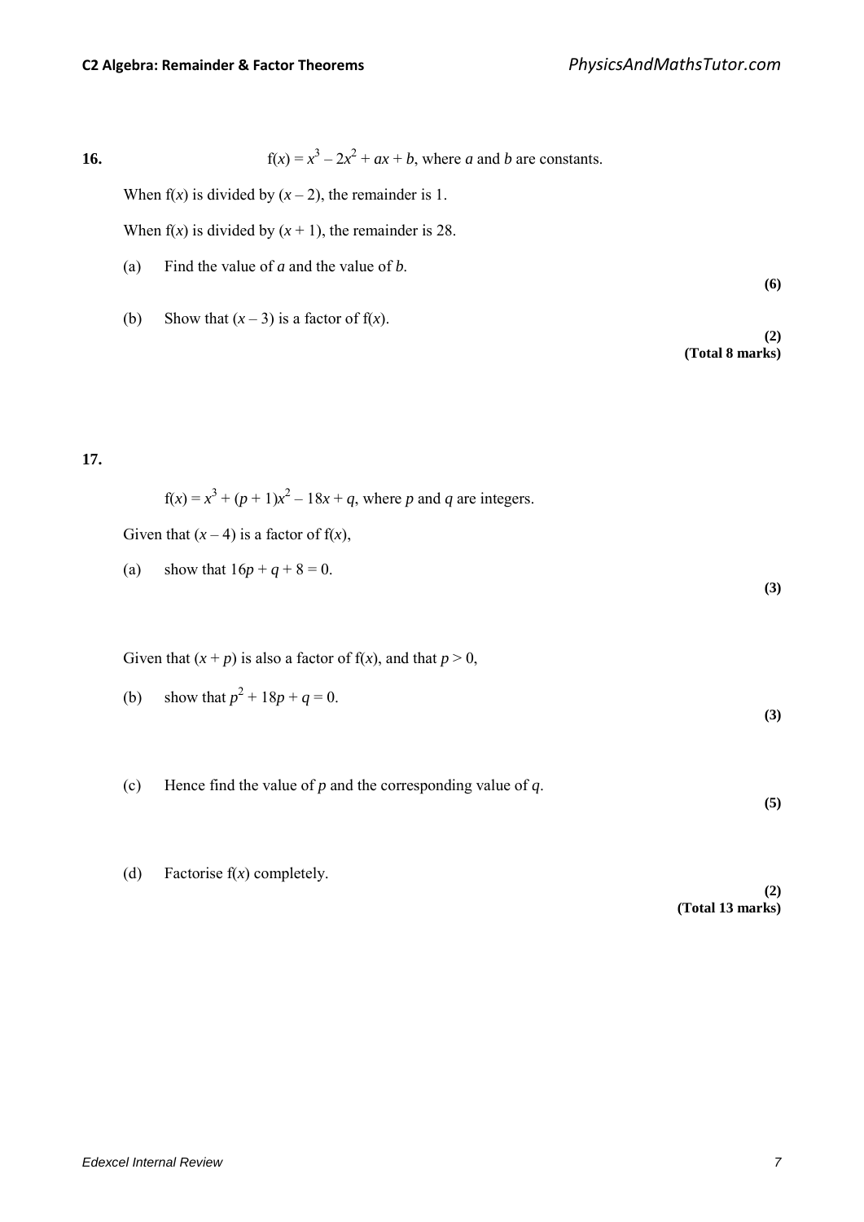**16.** $\quad \mathrm{f}(x) = x^3 - 2x^2 + ax + b$, where $a$ and $b$ are constants.

When $\mathrm{f}(x)$ is divided by $(x - 2)$, the remainder is 1.

When $\mathrm{f}(x)$ is divided by $(x + 1)$, the remainder is 28.

(a) Find the value of $a$ and the value of $b$.
**(6)**

(b) Show that $(x - 3)$ is a factor of $\mathrm{f}(x)$.
**(2)**
**(Total 8 marks)**

**17.**

$\mathrm{f}(x) = x^3 + (p + 1)x^2 - 18x + q$, where $p$ and $q$ are integers.

Given that $(x - 4)$ is a factor of $\mathrm{f}(x)$,

(a) show that $16p + q + 8 = 0$.
**(3)**

Given that $(x + p)$ is also a factor of $\mathrm{f}(x)$, and that $p > 0$,

(b) show that $p^2 + 18p + q = 0$.
**(3)**

(c) Hence find the value of $p$ and the corresponding value of $q$.
**(5)**

(d) Factorise $\mathrm{f}(x)$ completely.
**(2)**
**(Total 13 marks)**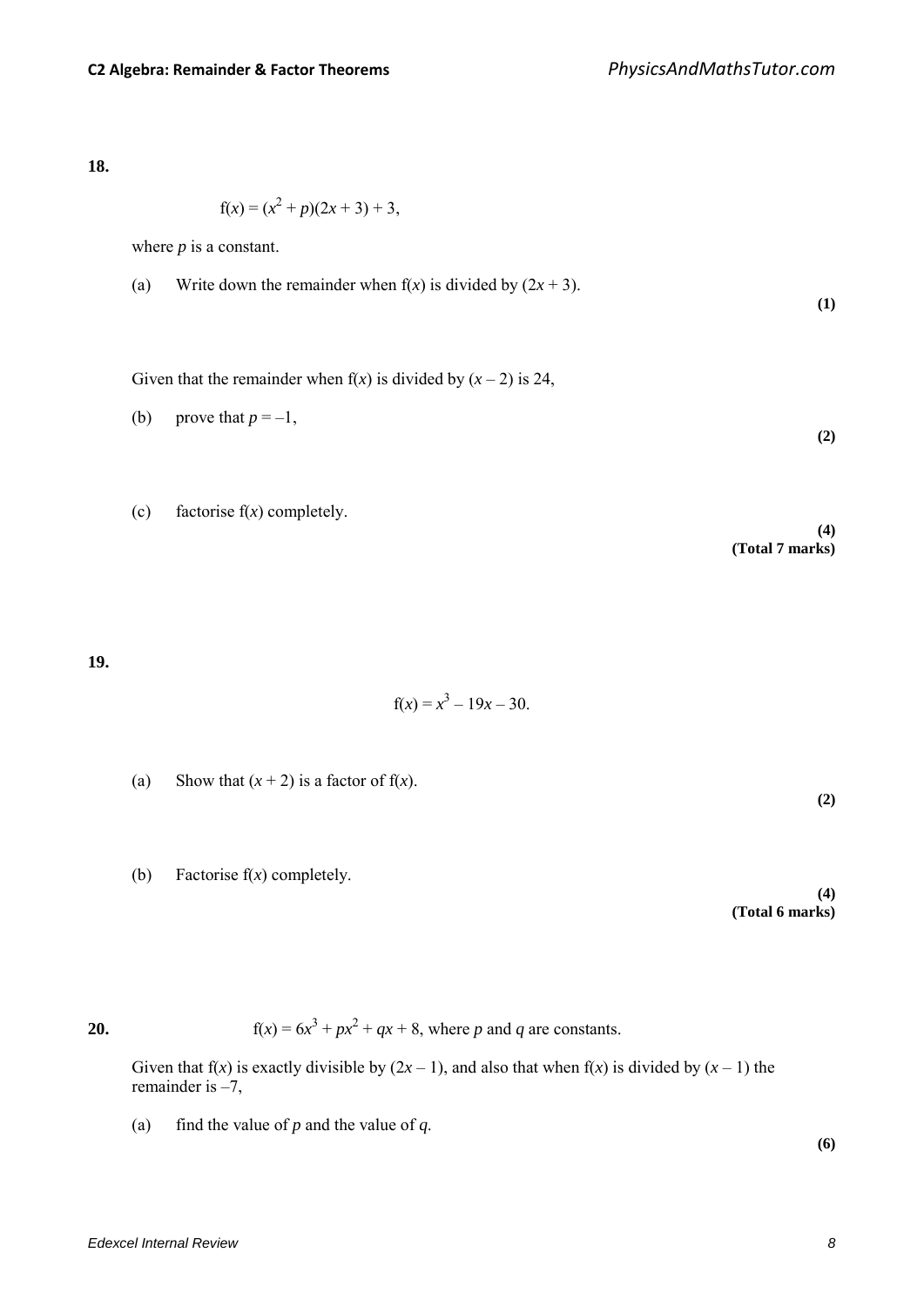**18.**

$$f(x) = (x^2 + p)(2x + 3) + 3,$$

where $p$ is a constant.

(a) Write down the remainder when $f(x)$ is divided by $(2x + 3)$.
**(1)**

Given that the remainder when $f(x)$ is divided by $(x - 2)$ is 24,

(b) prove that $p = -1$,
**(2)**

(c) factorise $f(x)$ completely.
**(4)**
**(Total 7 marks)**

**19.**

$$f(x) = x^3 - 19x - 30.$$

(a) Show that $(x + 2)$ is a factor of $f(x)$.
**(2)**

(b) Factorise $f(x)$ completely.
**(4)**
**(Total 6 marks)**

**20.** $f(x) = 6x^3 + px^2 + qx + 8$, where $p$ and $q$ are constants.

Given that $f(x)$ is exactly divisible by $(2x - 1)$, and also that when $f(x)$ is divided by $(x - 1)$ the remainder is $-7$,

(a) find the value of $p$ and the value of $q$.
**(6)**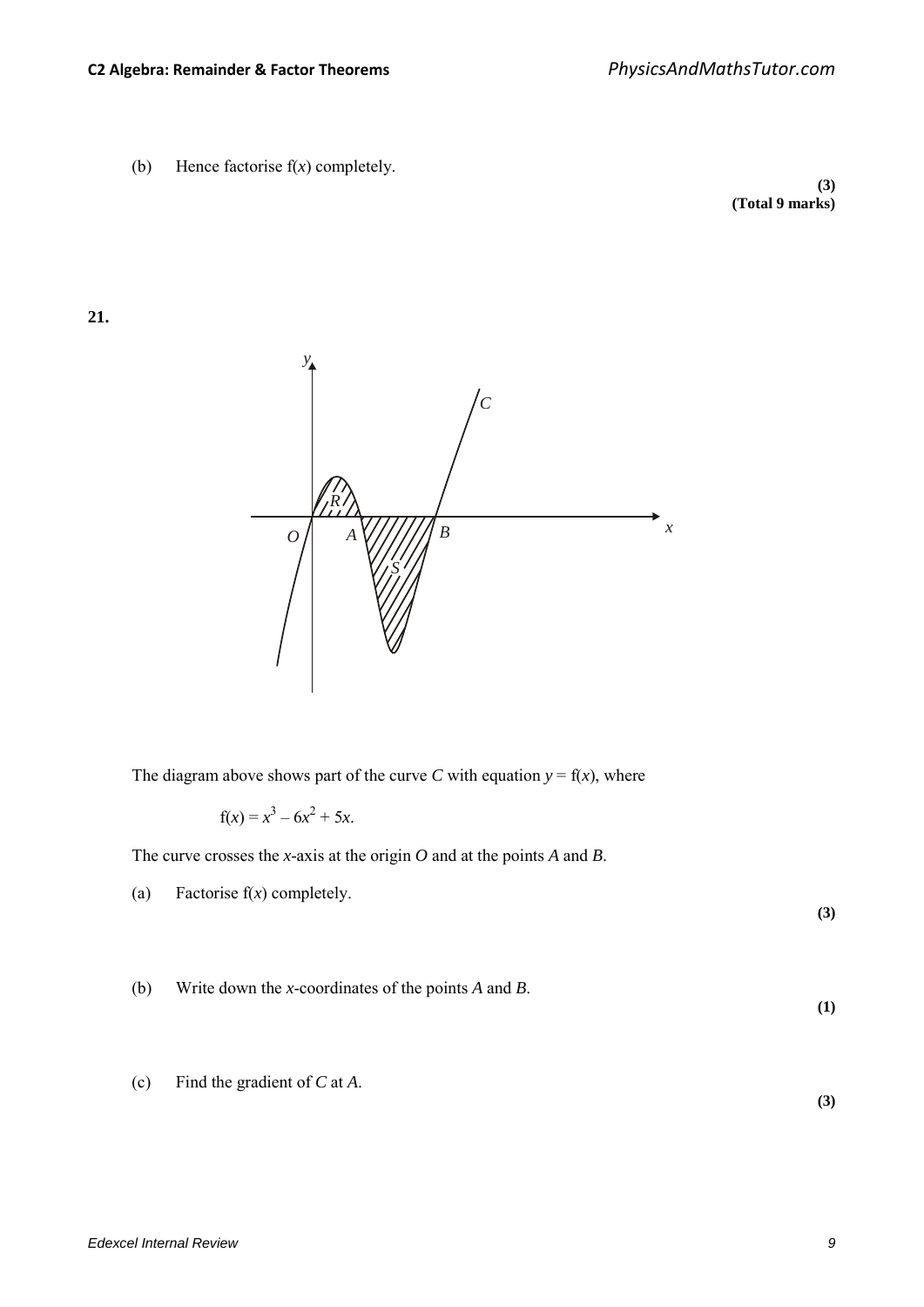(b) Hence factorise $f(x)$ completely.

**(3)**
**(Total 9 marks)**

**21.**

The diagram above shows part of the curve $C$ with equation $y = f(x)$, where

$$f(x) = x^3 - 6x^2 + 5x.$$

The curve crosses the $x$-axis at the origin $O$ and at the points $A$ and $B$.

(a) Factorise $f(x)$ completely.

**(3)**

(b) Write down the $x$-coordinates of the points $A$ and $B$.

**(1)**

(c) Find the gradient of $C$ at $A$.

**(3)**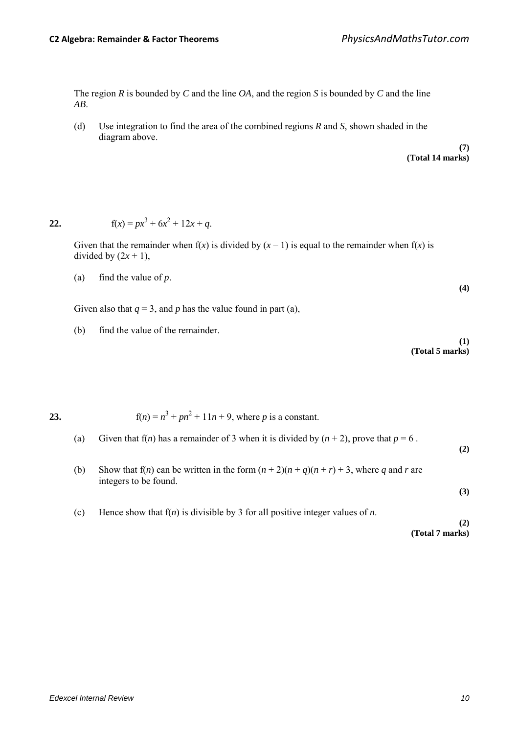The region $R$ is bounded by $C$ and the line $OA$, and the region $S$ is bounded by $C$ and the line $AB$.

(d) Use integration to find the area of the combined regions $R$ and $S$, shown shaded in the diagram above.

**(7)**
**(Total 14 marks)**

**22.** $$f(x) = px^3 + 6x^2 + 12x + q.$$

Given that the remainder when $f(x)$ is divided by $(x - 1)$ is equal to the remainder when $f(x)$ is divided by $(2x + 1)$,

(a) find the value of $p$.

**(4)**

Given also that $q = 3$, and $p$ has the value found in part (a),

(b) find the value of the remainder.

**(1)**
**(Total 5 marks)**

**23.** $$f(n) = n^3 + pn^2 + 11n + 9, \text{ where } p \text{ is a constant.}$$

(a) Given that $f(n)$ has a remainder of 3 when it is divided by $(n + 2)$, prove that $p = 6$ .

**(2)**

(b) Show that $f(n)$ can be written in the form $(n + 2)(n + q)(n + r) + 3$, where $q$ and $r$ are integers to be found.

**(3)**

(c) Hence show that $f(n)$ is divisible by 3 for all positive integer values of $n$.

**(2)**
**(Total 7 marks)**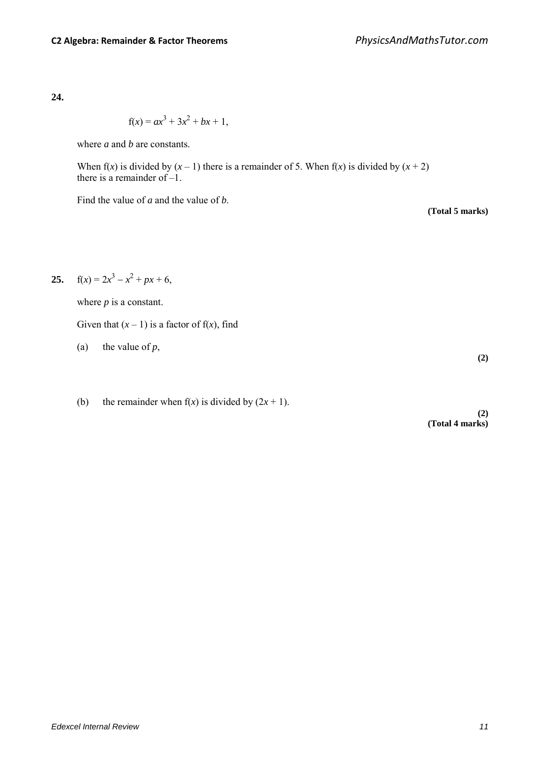**24.**

$$f(x) = ax^3 + 3x^2 + bx + 1,$$

where $a$ and $b$ are constants.

When $f(x)$ is divided by $(x - 1)$ there is a remainder of 5. When $f(x)$ is divided by $(x + 2)$ there is a remainder of $-1$.

Find the value of $a$ and the value of $b$.

**(Total 5 marks)**

**25.** $f(x) = 2x^3 - x^2 + px + 6$,

where $p$ is a constant.

Given that $(x - 1)$ is a factor of $f(x)$, find

(a) the value of $p$,

**(2)**

(b) the remainder when $f(x)$ is divided by $(2x + 1)$.

**(2)**
**(Total 4 marks)**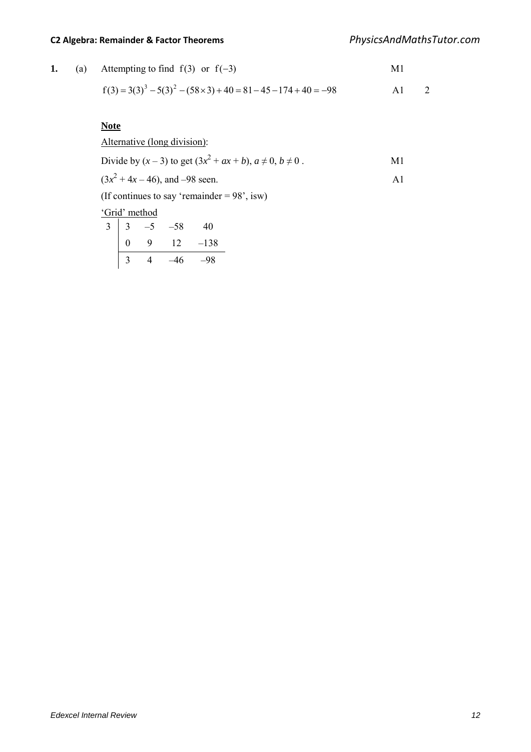**1.** (a) Attempting to find $f(3)$ or $f(-3)$ M1

$f(3) = 3(3)^3 - 5(3)^2 - (58 \times 3) + 40 = 81 - 45 - 174 + 40 = -98$ A1 2

**Note**

Alternative (long division):

Divide by $(x - 3)$ to get $(3x^2 + ax + b)$, $a \neq 0$, $b \neq 0$ . M1

$(3x^2 + 4x - 46)$, and $-98$ seen. A1

(If continues to say 'remainder = 98', isw)

'Grid' method

| 3 | 3 | –5 | –58 | 40 |
|---|---|---|---|---|
| | 0 | 9 | 12 | –138 |
| | 3 | 4 | –46 | –98 |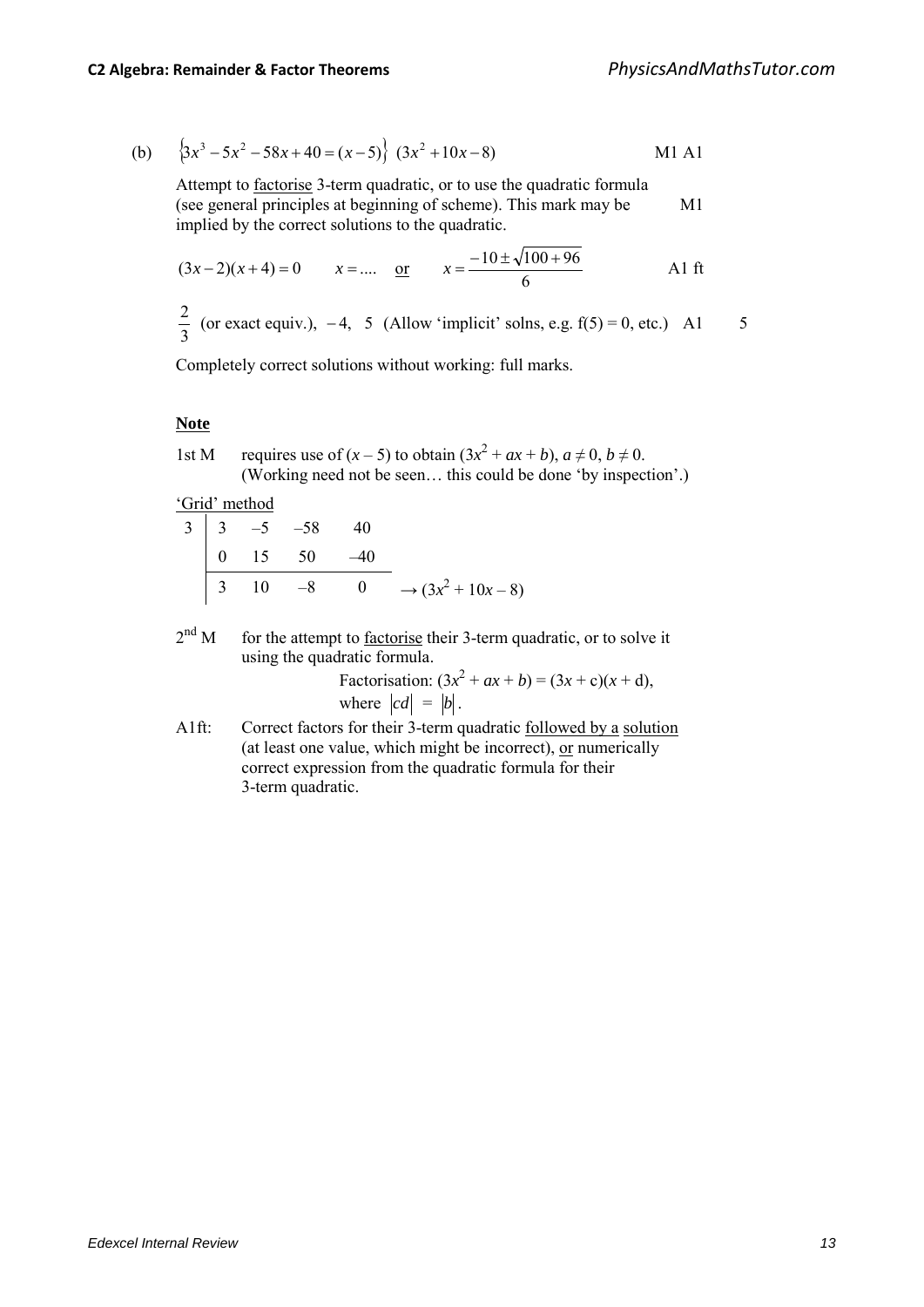(b) $\left\{3x^3 - 5x^2 - 58x + 40 = (x-5)\right\}$ $(3x^2 + 10x - 8)$ M1 A1

Attempt to factorise 3-term quadratic, or to use the quadratic formula (see general principles at beginning of scheme). This mark may be implied by the correct solutions to the quadratic. M1

$(3x-2)(x+4) = 0$ $x = ....$ or $x = \dfrac{-10 \pm \sqrt{100+96}}{6}$ A1 ft

$\dfrac{2}{3}$ (or exact equiv.), $-4$, $5$ (Allow 'implicit' solns, e.g. f(5) = 0, etc.) A1 5

Completely correct solutions without working: full marks.

**Note**

1st M requires use of $(x - 5)$ to obtain $(3x^2 + ax + b)$, $a \neq 0$, $b \neq 0$. (Working need not be seen… this could be done 'by inspection'.)

'Grid' method

| 3 | 3 | –5 | –58 | 40 | |
|---|---|---|---|---|---|
| | 0 | 15 | 50 | –40 | |
| | 3 | 10 | –8 | 0 | $\rightarrow (3x^2 + 10x - 8)$ |

2nd M for the attempt to factorise their 3-term quadratic, or to solve it using the quadratic formula.

Factorisation: $(3x^2 + ax + b) = (3x + c)(x + d)$, where $|cd| = |b|$.

A1ft: Correct factors for their 3-term quadratic followed by a solution (at least one value, which might be incorrect), or numerically correct expression from the quadratic formula for their 3-term quadratic.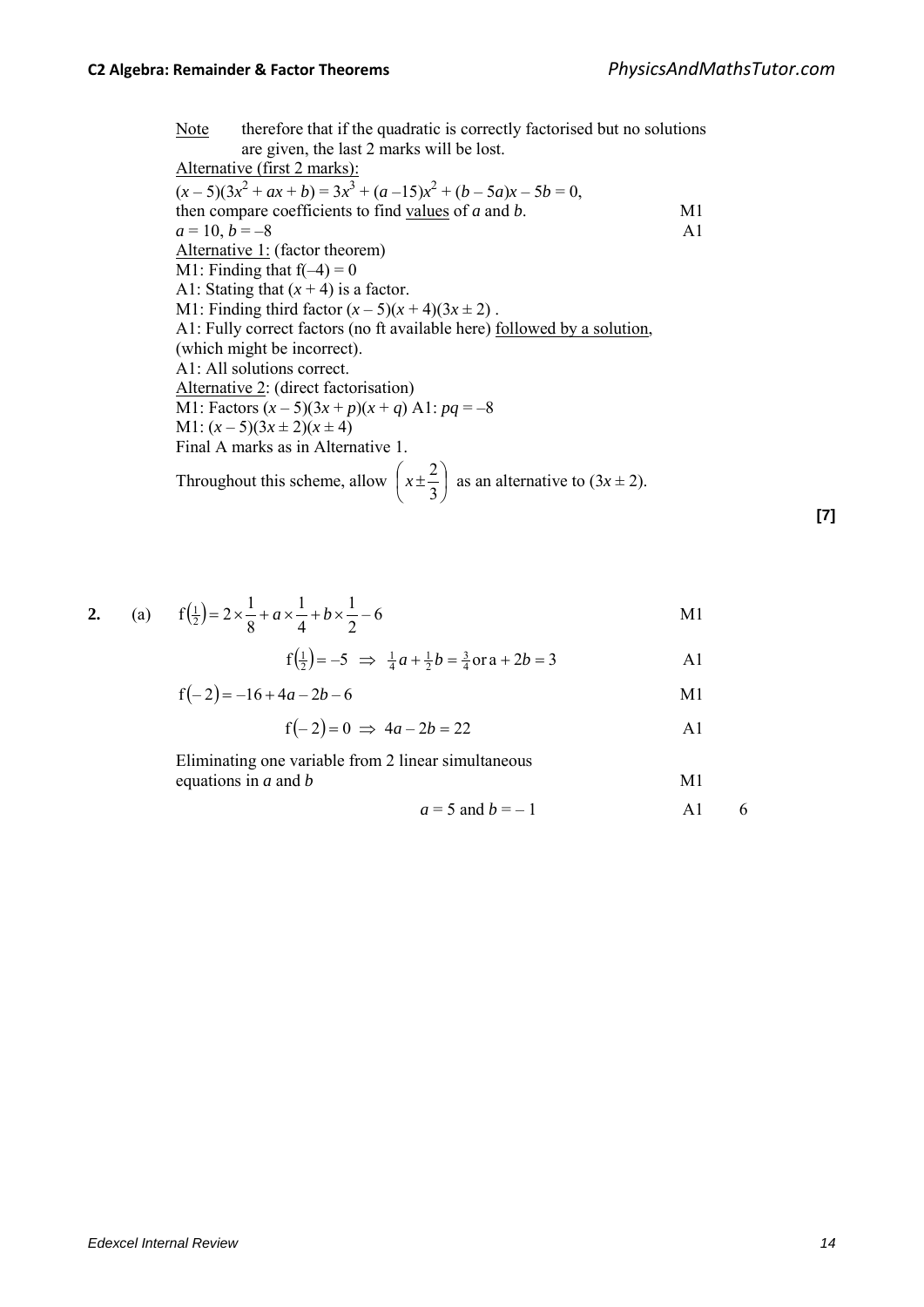Note therefore that if the quadratic is correctly factorised but no solutions are given, the last 2 marks will be lost.

Alternative (first 2 marks):

$(x - 5)(3x^2 + ax + b) = 3x^3 + (a - 15)x^2 + (b - 5a)x - 5b = 0,$

then compare coefficients to find values of $a$ and $b$. M1

$a = 10,\ b = -8$ A1

Alternative 1: (factor theorem)

M1: Finding that $f(-4) = 0$

A1: Stating that $(x + 4)$ is a factor.

M1: Finding third factor $(x - 5)(x + 4)(3x \pm 2)$ .

A1: Fully correct factors (no ft available here) followed by a solution, (which might be incorrect).

A1: All solutions correct.

Alternative 2: (direct factorisation)

M1: Factors $(x - 5)(3x + p)(x + q)$ A1: $pq = -8$

M1: $(x - 5)(3x \pm 2)(x \pm 4)$

Final A marks as in Alternative 1.

Throughout this scheme, allow $\left(x \pm \frac{2}{3}\right)$ as an alternative to $(3x \pm 2)$.

**[7]**

**2.** (a) $f\left(\frac{1}{2}\right) = 2 \times \frac{1}{8} + a \times \frac{1}{4} + b \times \frac{1}{2} - 6$ M1

$f\left(\frac{1}{2}\right) = -5 \ \Rightarrow\ \frac{1}{4}a + \frac{1}{2}b = \frac{3}{4} \text{ or } a + 2b = 3$ A1

$f(-2) = -16 + 4a - 2b - 6$ M1

$f(-2) = 0 \ \Rightarrow\ 4a - 2b = 22$ A1

Eliminating one variable from 2 linear simultaneous equations in $a$ and $b$ M1

$a = 5$ and $b = -1$ A1 6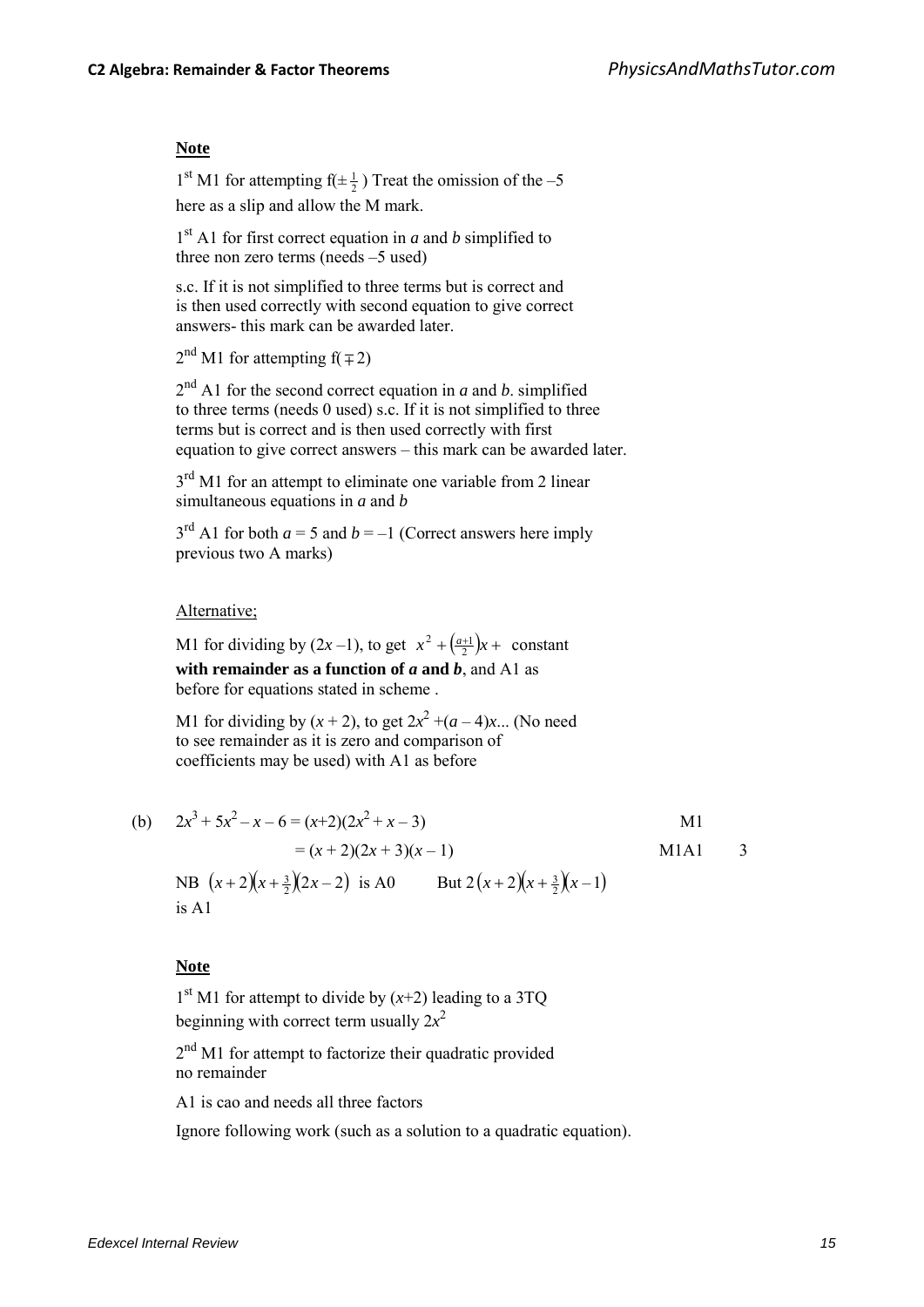**Note**

1[st] M1 for attempting $f(\pm\frac{1}{2})$ Treat the omission of the $-5$ here as a slip and allow the M mark.

1[st] A1 for first correct equation in $a$ and $b$ simplified to three non zero terms (needs $-5$ used)

s.c. If it is not simplified to three terms but is correct and is then used correctly with second equation to give correct answers- this mark can be awarded later.

2[nd] M1 for attempting $f(\mp 2)$

2[nd] A1 for the second correct equation in $a$ and $b$. simplified to three terms (needs 0 used) s.c. If it is not simplified to three terms but is correct and is then used correctly with first equation to give correct answers – this mark can be awarded later.

3[rd] M1 for an attempt to eliminate one variable from 2 linear simultaneous equations in $a$ and $b$

3[rd] A1 for both $a = 5$ and $b = -1$ (Correct answers here imply previous two A marks)

Alternative;

M1 for dividing by $(2x - 1)$, to get $x^2 + \left(\frac{a+1}{2}\right)x +$ constant **with remainder as a function of $a$ and $b$**, and A1 as before for equations stated in scheme .

M1 for dividing by $(x + 2)$, to get $2x^2 + (a - 4)x$... (No need to see remainder as it is zero and comparison of coefficients may be used) with A1 as before

(b) $2x^3 + 5x^2 - x - 6 = (x+2)(2x^2 + x - 3)$ M1

$= (x + 2)(2x + 3)(x - 1)$ M1A1 3

NB $(x+2)(x+\frac{3}{2})(2x-2)$ is A0 But $2(x+2)(x+\frac{3}{2})(x-1)$ is A1

**Note**

1[st] M1 for attempt to divide by $(x+2)$ leading to a 3TQ beginning with correct term usually $2x^2$

2[nd] M1 for attempt to factorize their quadratic provided no remainder

A1 is cao and needs all three factors

Ignore following work (such as a solution to a quadratic equation).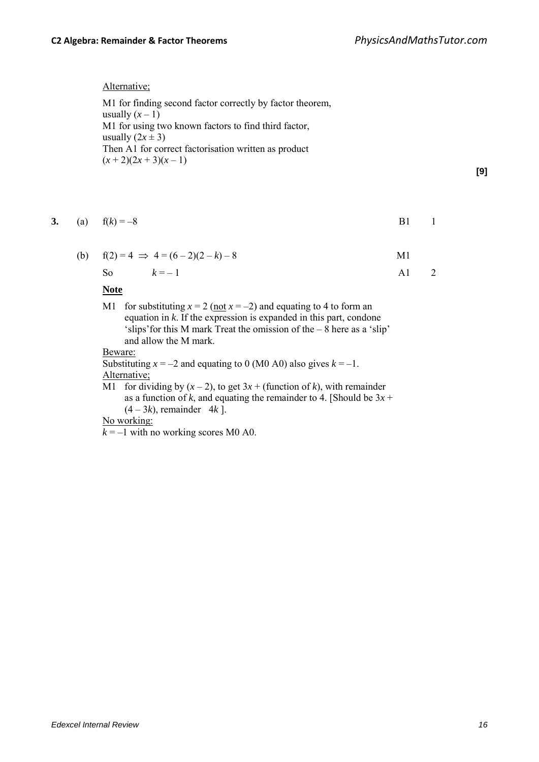Alternative;

M1 for finding second factor correctly by factor theorem, usually $(x – 1)$
M1 for using two known factors to find third factor, usually $(2x \pm 3)$
Then A1 for correct factorisation written as product $(x + 2)(2x + 3)(x – 1)$

**[9]**

**3.** (a) $f(k) = –8$ B1 1

(b) $f(2) = 4 \Rightarrow 4 = (6 – 2)(2 – k) – 8$ M1

So $k = – 1$ A1 2

**Note**

M1 for substituting $x = 2$ (not $x = –2$) and equating to 4 to form an equation in $k$. If the expression is expanded in this part, condone 'slips'for this M mark Treat the omission of the – 8 here as a 'slip' and allow the M mark.

Beware:
Substituting $x = –2$ and equating to 0 (M0 A0) also gives $k = –1$.

Alternative;
M1 for dividing by $(x – 2)$, to get $3x$ + (function of $k$), with remainder as a function of $k$, and equating the remainder to 4. [Should be $3x + (4 – 3k)$, remainder $4k$ ].

No working:
$k = –1$ with no working scores M0 A0.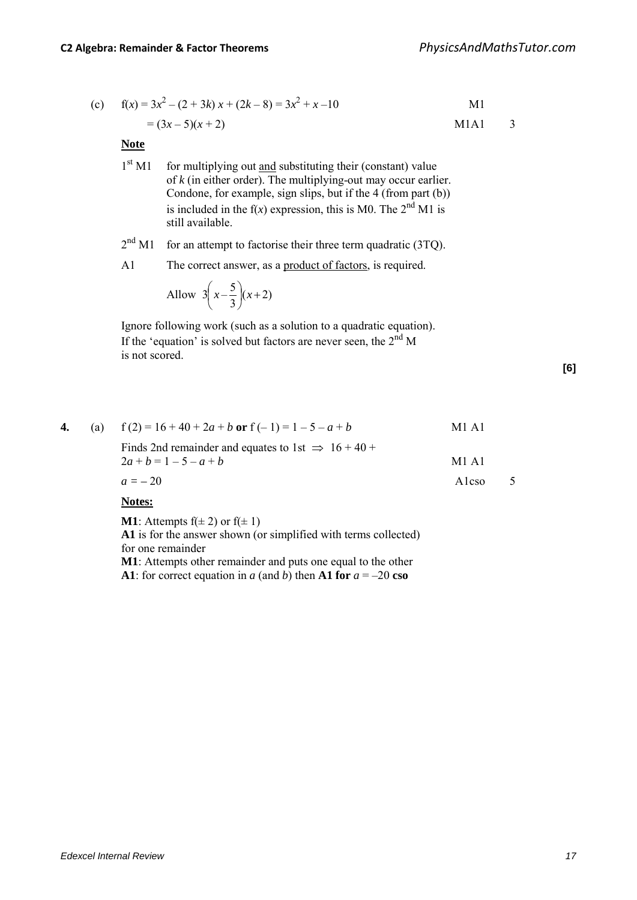(c) $f(x) = 3x^2 - (2 + 3k)x + (2k - 8) = 3x^2 + x - 10$ M1

$= (3x - 5)(x + 2)$ M1A1 3

**Note**

1st M1 for multiplying out and substituting their (constant) value of $k$ (in either order). The multiplying-out may occur earlier. Condone, for example, sign slips, but if the 4 (from part (b)) is included in the f($x$) expression, this is M0. The 2nd M1 is still available.

2nd M1 for an attempt to factorise their three term quadratic (3TQ).

A1 The correct answer, as a product of factors, is required.

Allow $3\left(x - \frac{5}{3}\right)(x + 2)$

Ignore following work (such as a solution to a quadratic equation). If the 'equation' is solved but factors are never seen, the 2nd M is not scored.

**[6]**

**4.** (a) $f(2) = 16 + 40 + 2a + b$ **or** $f(-1) = 1 - 5 - a + b$ M1 A1

Finds 2nd remainder and equates to 1st $\Rightarrow$ $16 + 40 + 2a + b = 1 - 5 - a + b$ M1 A1

$a = -20$ A1cso 5

**Notes:**

**M1**: Attempts $f(\pm 2)$ or $f(\pm 1)$

**A1** is for the answer shown (or simplified with terms collected) for one remainder

**M1**: Attempts other remainder and puts one equal to the other

**A1**: for correct equation in $a$ (and $b$) then **A1 for** $a = -20$ **cso**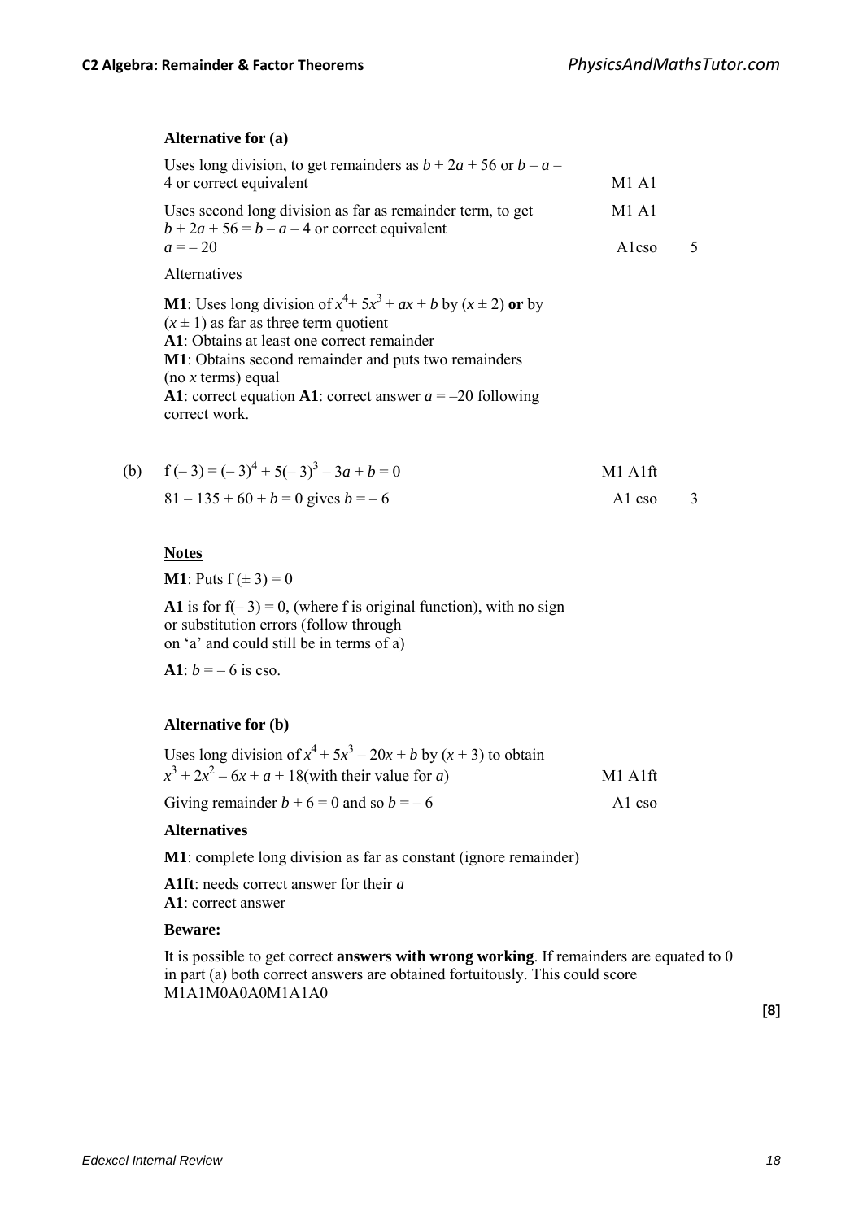**Alternative for (a)**

| | | |
|---|---|---|
| Uses long division, to get remainders as $b + 2a + 56$ or $b - a - 4$ or correct equivalent | M1 A1 | |
| Uses second long division as far as remainder term, to get $b + 2a + 56 = b - a - 4$ or correct equivalent | M1 A1 | |
| $a = -20$ | A1cso | 5 |

Alternatives

**M1**: Uses long division of $x^4 + 5x^3 + ax + b$ by $(x \pm 2)$ **or** by $(x \pm 1)$ as far as three term quotient
**A1**: Obtains at least one correct remainder
**M1**: Obtains second remainder and puts two remainders (no $x$ terms) equal
**A1**: correct equation **A1**: correct answer $a = -20$ following correct work.

| | | | |
|---|---|---|---|
| (b) | $f(-3) = (-3)^4 + 5(-3)^3 - 3a + b = 0$ | M1 A1ft | |
| | $81 - 135 + 60 + b = 0$ gives $b = -6$ | A1 cso | 3 |

**Notes**

**M1**: Puts $f(\pm 3) = 0$

**A1** is for $f(-3) = 0$, (where f is original function), with no sign or substitution errors (follow through on '$a$' and could still be in terms of $a$)

**A1**: $b = -6$ is cso.

**Alternative for (b)**

| | |
|---|---|
| Uses long division of $x^4 + 5x^3 - 20x + b$ by $(x + 3)$ to obtain $x^3 + 2x^2 - 6x + a + 18$(with their value for $a$) | M1 A1ft |
| Giving remainder $b + 6 = 0$ and so $b = -6$ | A1 cso |

**Alternatives**

**M1**: complete long division as far as constant (ignore remainder)

**A1ft**: needs correct answer for their $a$
**A1**: correct answer

**Beware:**

It is possible to get correct **answers with wrong working**. If remainders are equated to 0 in part (a) both correct answers are obtained fortuitously. This could score M1A1M0A0A0M1A1A0

**[8]**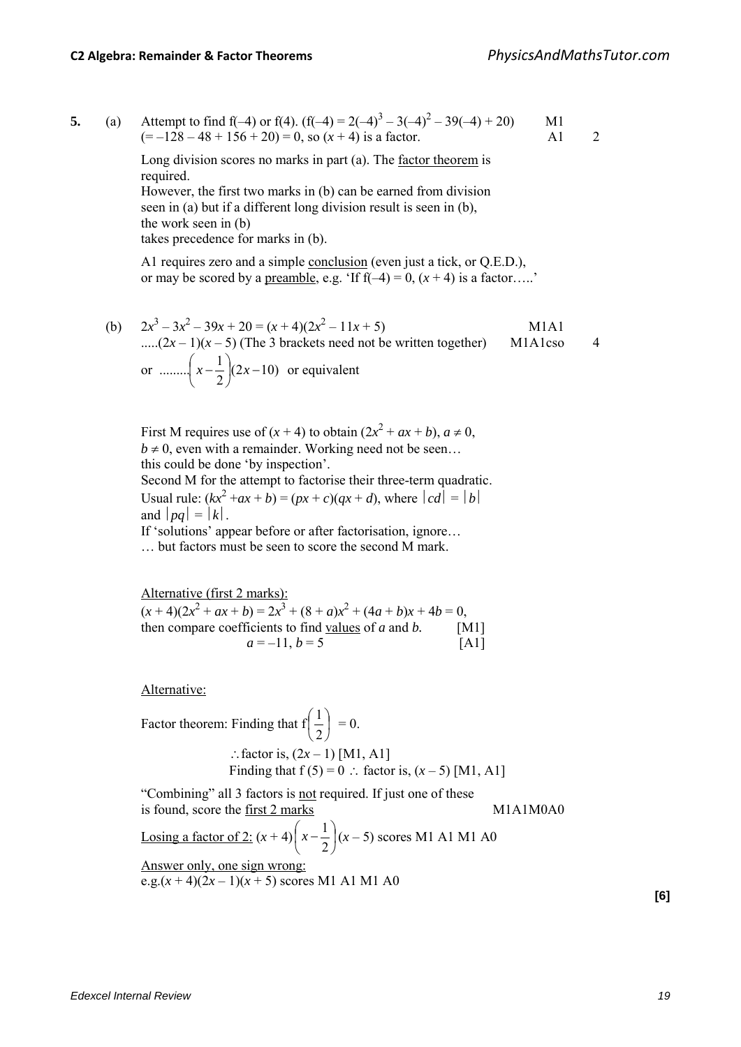**5.** (a) Attempt to find f(–4) or f(4). $(f(-4) = 2(-4)^3 - 3(-4)^2 - 39(-4) + 20)$ M1
$(= -128 - 48 + 156 + 20) = 0$, so $(x + 4)$ is a factor. A1 2

Long division scores no marks in part (a). The factor theorem is required.
However, the first two marks in (b) can be earned from division seen in (a) but if a different long division result is seen in (b), the work seen in (b) takes precedence for marks in (b).

A1 requires zero and a simple conclusion (even just a tick, or Q.E.D.), or may be scored by a preamble, e.g. 'If $f(-4) = 0$, $(x + 4)$ is a factor…..'

(b) $2x^3 - 3x^2 - 39x + 20 = (x + 4)(2x^2 - 11x + 5)$ M1A1
$.....(2x - 1)(x - 5)$ (The 3 brackets need not be written together) M1A1cso 4
or $.........\left(x - \frac{1}{2}\right)(2x - 10)$ or equivalent

First M requires use of $(x + 4)$ to obtain $(2x^2 + ax + b)$, $a \neq 0$, $b \neq 0$, even with a remainder. Working need not be seen… this could be done 'by inspection'.
Second M for the attempt to factorise their three-term quadratic.
Usual rule: $(kx^2 + ax + b) = (px + c)(qx + d)$, where $|cd| = |b|$ and $|pq| = |k|$.
If 'solutions' appear before or after factorisation, ignore…
… but factors must be seen to score the second M mark.

Alternative (first 2 marks):
$(x + 4)(2x^2 + ax + b) = 2x^3 + (8 + a)x^2 + (4a + b)x + 4b = 0$,
then compare coefficients to find values of $a$ and $b$. [M1]
$a = -11$, $b = 5$ [A1]

Alternative:

Factor theorem: Finding that $f\left(\frac{1}{2}\right) = 0$.

$\therefore$ factor is, $(2x - 1)$ [M1, A1]
Finding that $f(5) = 0$ $\therefore$ factor is, $(x - 5)$ [M1, A1]

"Combining" all 3 factors is not required. If just one of these is found, score the first 2 marks M1A1M0A0

Losing a factor of 2: $(x + 4)\left(x - \frac{1}{2}\right)(x - 5)$ scores M1 A1 M1 A0

Answer only, one sign wrong:
e.g. $(x + 4)(2x - 1)(x + 5)$ scores M1 A1 M1 A0

**[6]**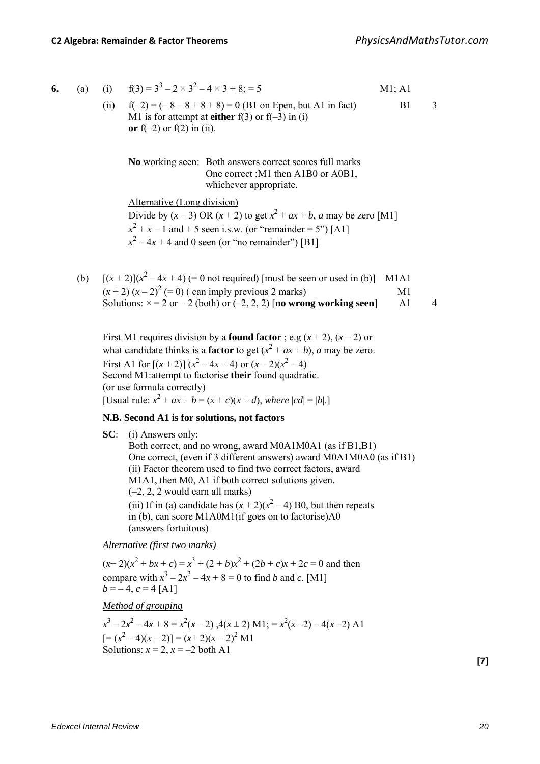**6.** (a) (i) $f(3) = 3^3 - 2 \times 3^2 - 4 \times 3 + 8$; $= 5$ M1; A1

(ii) $f(-2) = (-8 - 8 + 8 + 8) = 0$ (B1 on Epen, but A1 in fact) B1 3

M1 is for attempt at **either** $f(3)$ or $f(-3)$ in (i)
**or** $f(-2)$ or $f(2)$ in (ii).

**No** working seen: Both answers correct scores full marks
One correct ;M1 then A1B0 or A0B1, whichever appropriate.

Alternative (Long division)

Divide by $(x - 3)$ OR $(x + 2)$ to get $x^2 + ax + b$, $a$ may be zero [M1]

$x^2 + x - 1$ and $+ 5$ seen i.s.w. (or "remainder = 5") [A1]

$x^2 - 4x + 4$ and 0 seen (or "no remainder") [B1]

(b) $[(x + 2)](x^2 - 4x + 4)$ (= 0 not required) [must be seen or used in (b)] M1A1

$(x + 2)(x - 2)^2$ (= 0) ( can imply previous 2 marks) M1

Solutions: $\times = 2$ or $-2$ (both) or $(-2, 2, 2)$ [**no wrong working seen**] A1 4

First M1 requires division by a **found factor** ; e.g $(x + 2)$, $(x - 2)$ or what candidate thinks is a **factor** to get $(x^2 + ax + b)$, $a$ may be zero.

First A1 for $[(x + 2)](x^2 - 4x + 4)$ or $(x - 2)(x^2 - 4)$

Second M1:attempt to factorise **their** found quadratic.
(or use formula correctly)

[Usual rule: $x^2 + ax + b = (x + c)(x + d)$, *where* $|cd| = |b|$.]

**N.B. Second A1 is for solutions, not factors**

**SC**: (i) Answers only:
Both correct, and no wrong, award M0A1M0A1 (as if B1,B1)
One correct, (even if 3 different answers) award M0A1M0A0 (as if B1)
(ii) Factor theorem used to find two correct factors, award M1A1, then M0, A1 if both correct solutions given.
(–2, 2, 2 would earn all marks)
(iii) If in (a) candidate has $(x + 2)(x^2 - 4)$ B0, but then repeats in (b), can score M1A0M1(if goes on to factorise)A0 (answers fortuitous)

*Alternative (first two marks)*

$(x+ 2)(x^2 + bx + c) = x^3 + (2 + b)x^2 + (2b + c)x + 2c = 0$ and then compare with $x^3 - 2x^2 - 4x + 8 = 0$ to find $b$ and $c$. [M1]

$b = -4$, $c = 4$ [A1]

*Method of grouping*

$x^3 - 2x^2 - 4x + 8 = x^2(x - 2)$ ,$4(x \pm 2)$ M1; $= x^2(x - 2) - 4(x - 2)$ A1

$[= (x^2 - 4)(x - 2)] = (x + 2)(x - 2)^2$ M1

Solutions: $x = 2$, $x = -2$ both A1

**[7]**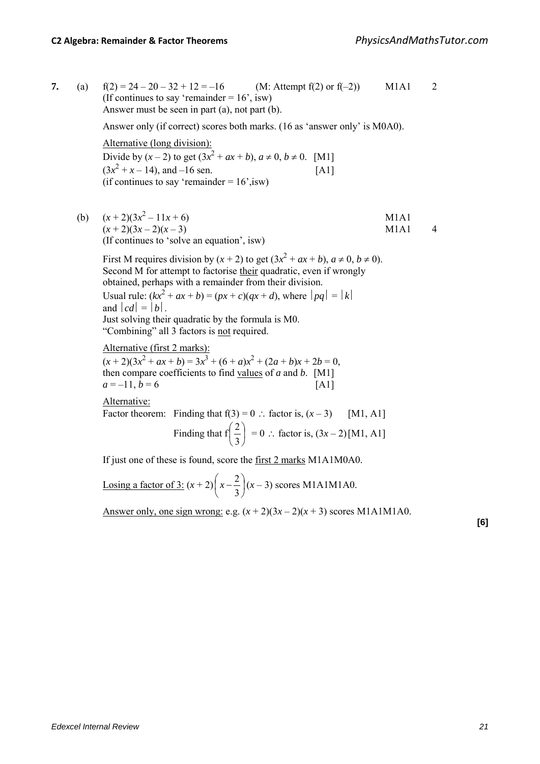**7.** (a) $f(2) = 24 - 20 - 32 + 12 = -16$ (M: Attempt $f(2)$ or $f(-2)$) M1A1 2

(If continues to say 'remainder = 16', isw)
Answer must be seen in part (a), not part (b).

Answer only (if correct) scores both marks. (16 as 'answer only' is M0A0).

Alternative (long division):
Divide by $(x - 2)$ to get $(3x^2 + ax + b)$, $a \neq 0$, $b \neq 0$. [M1]
$(3x^2 + x - 14)$, and $-16$ sen. [A1]
(if continues to say 'remainder = 16',isw)

(b) $(x + 2)(3x^2 - 11x + 6)$ M1A1
$(x + 2)(3x - 2)(x - 3)$ M1A1 4
(If continues to 'solve an equation', isw)

First M requires division by $(x + 2)$ to get $(3x^2 + ax + b)$, $a \neq 0$, $b \neq 0$).
Second M for attempt to factorise their quadratic, even if wrongly obtained, perhaps with a remainder from their division.
Usual rule: $(kx^2 + ax + b) = (px + c)(qx + d)$, where $|pq| = |k|$ and $|cd| = |b|$.
Just solving their quadratic by the formula is M0.
"Combining" all 3 factors is not required.

Alternative (first 2 marks):
$(x + 2)(3x^2 + ax + b) = 3x^3 + (6 + a)x^2 + (2a + b)x + 2b = 0$,
then compare coefficients to find values of $a$ and $b$. [M1]
$a = -11$, $b = 6$ [A1]

Alternative:
Factor theorem: Finding that $f(3) = 0 \therefore$ factor is, $(x - 3)$ [M1, A1]
Finding that $f\left(\frac{2}{3}\right) = 0 \therefore$ factor is, $(3x - 2)$ [M1, A1]

If just one of these is found, score the first 2 marks M1A1M0A0.

Losing a factor of 3: $(x + 2)\left(x - \frac{2}{3}\right)(x - 3)$ scores M1A1M1A0.

Answer only, one sign wrong: e.g. $(x + 2)(3x - 2)(x + 3)$ scores M1A1M1A0.

**[6]**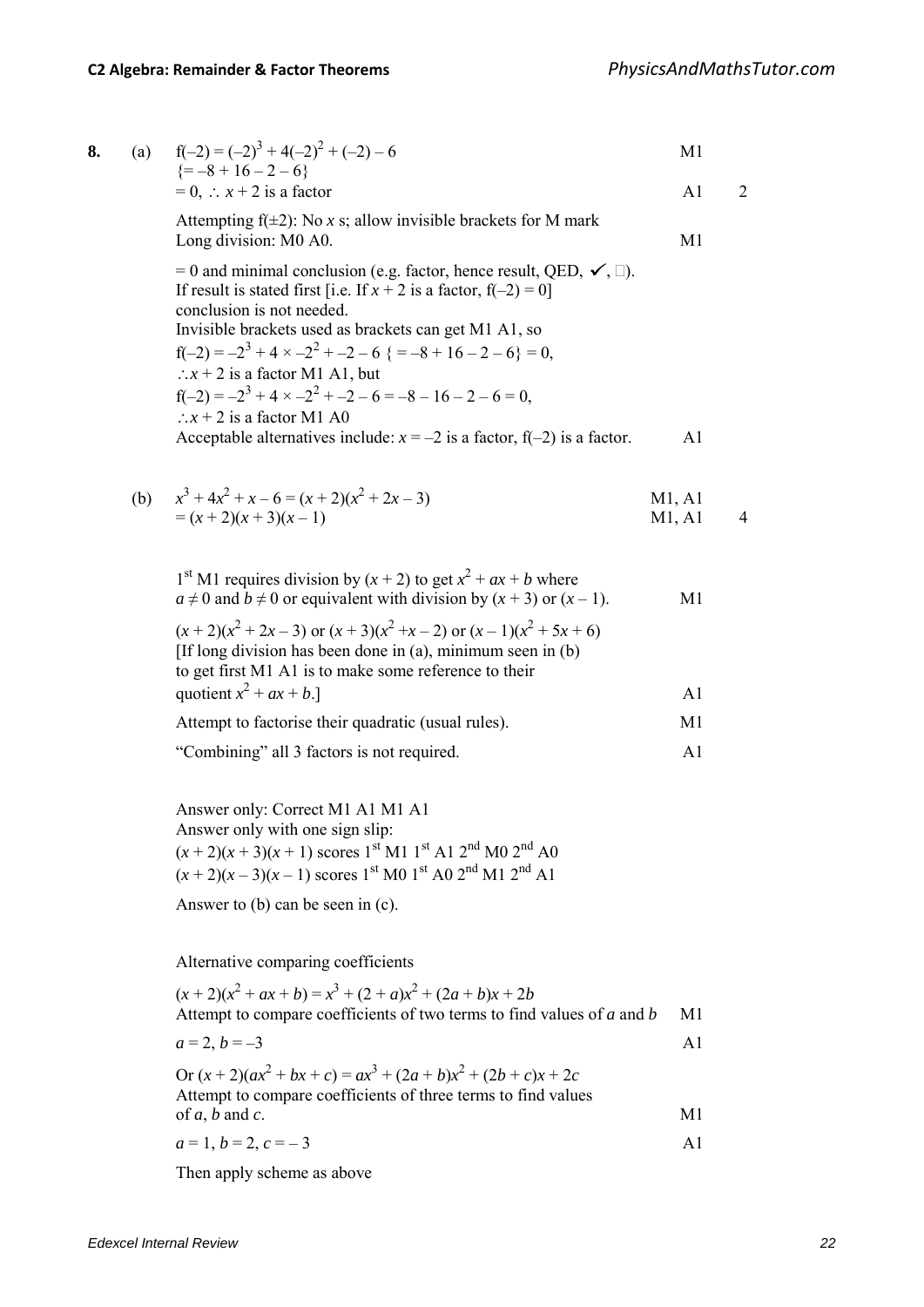**8.** (a) $f(-2) = (-2)^3 + 4(-2)^2 + (-2) - 6$ M1

$\{= -8 + 16 - 2 - 6\}$

$= 0, \therefore x + 2$ is a factor A1 2

Attempting $f(\pm 2)$: No $x$ s; allow invisible brackets for M mark
Long division: M0 A0. M1

$= 0$ and minimal conclusion (e.g. factor, hence result, QED, ✓, □).
If result is stated first [i.e. If $x + 2$ is a factor, $f(-2) = 0$]
conclusion is not needed.
Invisible brackets used as brackets can get M1 A1, so
$f(-2) = -2^3 + 4 \times -2^2 + -2 - 6$ $\{ = -8 + 16 - 2 - 6\} = 0$,
$\therefore x + 2$ is a factor M1 A1, but
$f(-2) = -2^3 + 4 \times -2^2 + -2 - 6 = -8 - 16 - 2 - 6 = 0$,
$\therefore x + 2$ is a factor M1 A0
Acceptable alternatives include: $x = -2$ is a factor, $f(-2)$ is a factor. A1

(b) $x^3 + 4x^2 + x - 6 = (x + 2)(x^2 + 2x - 3)$ M1, A1

$= (x + 2)(x + 3)(x - 1)$ M1, A1 4

1st M1 requires division by $(x + 2)$ to get $x^2 + ax + b$ where
$a \neq 0$ and $b \neq 0$ or equivalent with division by $(x + 3)$ or $(x - 1)$. M1

$(x + 2)(x^2 + 2x - 3)$ or $(x + 3)(x^2 + x - 2)$ or $(x - 1)(x^2 + 5x + 6)$
[If long division has been done in (a), minimum seen in (b)
to get first M1 A1 is to make some reference to their
quotient $x^2 + ax + b$.] A1

Attempt to factorise their quadratic (usual rules). M1

"Combining" all 3 factors is not required. A1

Answer only: Correct M1 A1 M1 A1
Answer only with one sign slip:
$(x + 2)(x + 3)(x + 1)$ scores 1st M1 1st A1 2nd M0 2nd A0
$(x + 2)(x - 3)(x - 1)$ scores 1st M0 1st A0 2nd M1 2nd A1

Answer to (b) can be seen in (c).

Alternative comparing coefficients

$(x + 2)(x^2 + ax + b) = x^3 + (2 + a)x^2 + (2a + b)x + 2b$
Attempt to compare coefficients of two terms to find values of $a$ and $b$ M1

$a = 2, b = -3$ A1

Or $(x + 2)(ax^2 + bx + c) = ax^3 + (2a + b)x^2 + (2b + c)x + 2c$
Attempt to compare coefficients of three terms to find values
of $a$, $b$ and $c$. M1

$a = 1, b = 2, c = -3$ A1

Then apply scheme as above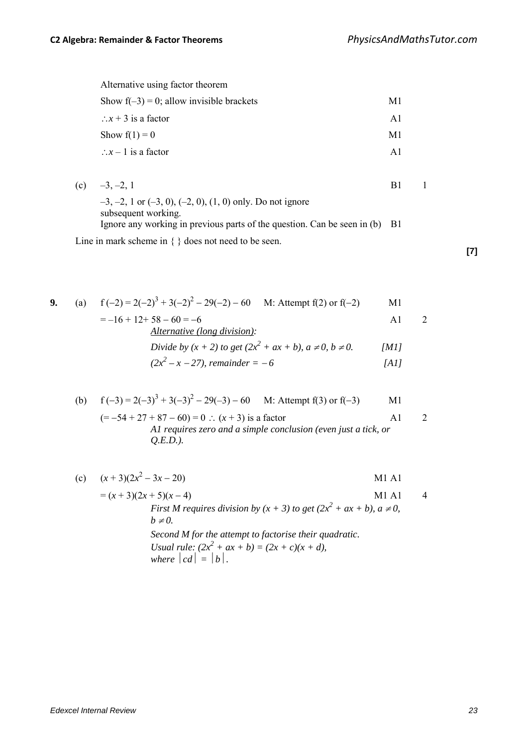Alternative using factor theorem

| | | |
|---|---|---|
| Show $f(-3) = 0$; allow invisible brackets | M1 | |
| $\therefore x + 3$ is a factor | A1 | |
| Show $f(1) = 0$ | M1 | |
| $\therefore x - 1$ is a factor | A1 | |

(c) $-3, -2, 1$ — B1 — 1

$-3, -2, 1$ or $(-3, 0)$, $(-2, 0)$, $(1, 0)$ only. Do not ignore subsequent working.
Ignore any working in previous parts of the question. Can be seen in (b) — B1

Line in mark scheme in { } does not need to be seen.

**[7]**

**9.** (a) $f(-2) = 2(-2)^3 + 3(-2)^2 - 29(-2) - 60$ — M: Attempt f(2) or f(−2) — M1

$= -16 + 12 + 58 - 60 = -6$ — A1 — 2

*Alternative (long division):*

*Divide by $(x + 2)$ to get $(2x^2 + ax + b)$, $a \neq 0$, $b \neq 0$.* — [M1]

*$(2x^2 - x - 27)$, remainder $= -6$* — [A1]

(b) $f(-3) = 2(-3)^3 + 3(-3)^2 - 29(-3) - 60$ — M: Attempt f(3) or f(−3) — M1

$(= -54 + 27 + 87 - 60) = 0 \therefore (x + 3)$ is a factor — A1 — 2

*A1 requires zero and a simple conclusion (even just a tick, or Q.E.D.).*

(c) $(x + 3)(2x^2 - 3x - 20)$ — M1 A1

$= (x + 3)(2x + 5)(x - 4)$ — M1 A1 — 4

*First M requires division by $(x + 3)$ to get $(2x^2 + ax + b)$, $a \neq 0$, $b \neq 0$.*

*Second M for the attempt to factorise their quadratic.*
*Usual rule: $(2x^2 + ax + b) = (2x + c)(x + d)$, where $|cd| = |b|$.*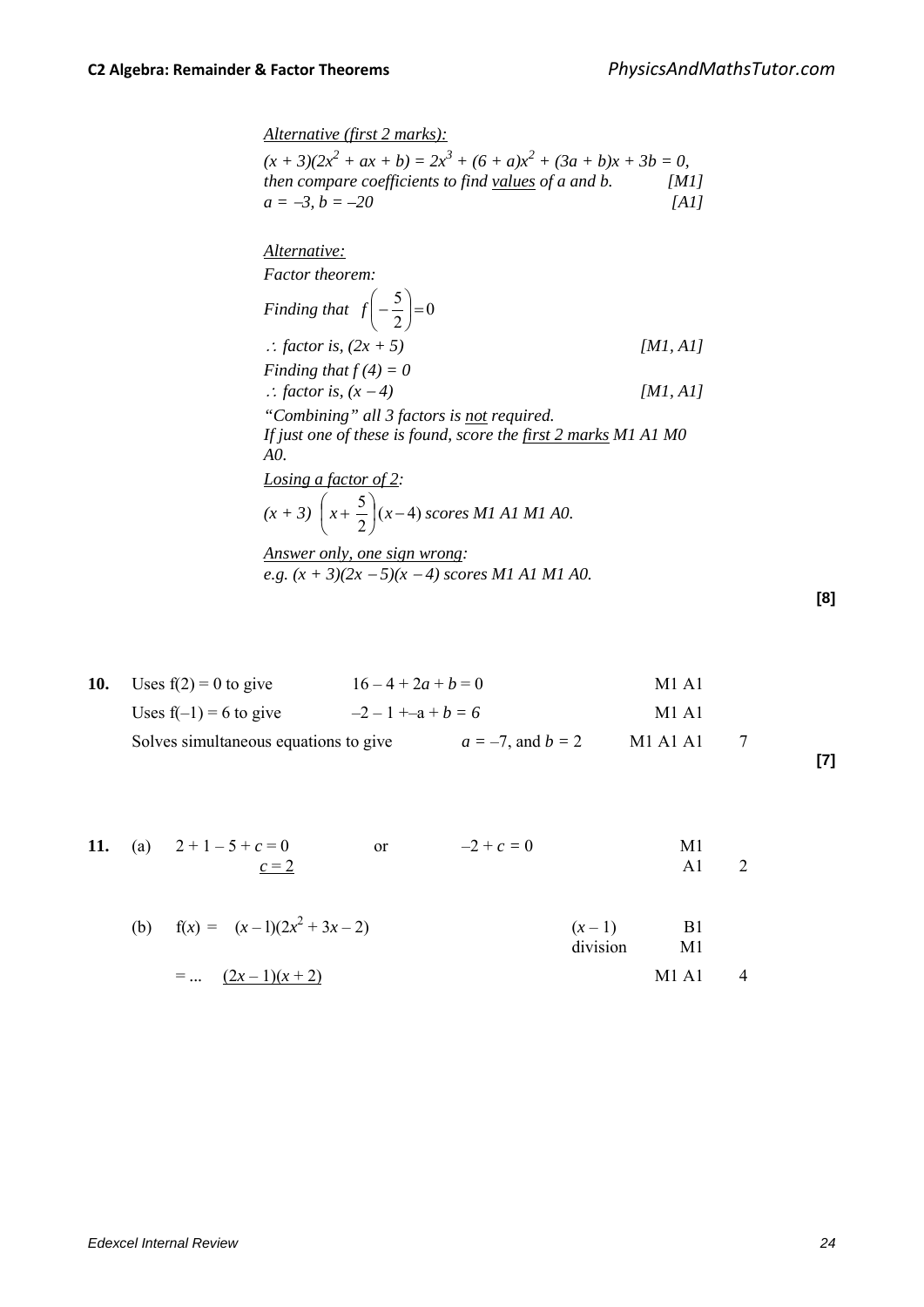*Alternative (first 2 marks):*

*$(x + 3)(2x^2 + ax + b) = 2x^3 + (6 + a)x^2 + (3a + b)x + 3b = 0$,*
*then compare coefficients to find values of a and b.* [M1]
*$a = -3, b = -20$* [A1]

*Alternative:*

*Factor theorem:*

*Finding that $f\left(-\frac{5}{2}\right) = 0$*

*$\therefore$ factor is, $(2x + 5)$* [M1, A1]

*Finding that $f(4) = 0$*

*$\therefore$ factor is, $(x - 4)$* [M1, A1]

*"Combining" all 3 factors is not required.*
*If just one of these is found, score the first 2 marks M1 A1 M0 A0.*

*Losing a factor of 2:*

*$(x + 3)\left(x + \frac{5}{2}\right)(x - 4)$ scores M1 A1 M1 A0.*

*Answer only, one sign wrong:*
*e.g. $(x + 3)(2x - 5)(x - 4)$ scores M1 A1 M1 A0.*

**[8]**

**10.** Uses $f(2) = 0$ to give $16 - 4 + 2a + b = 0$ M1 A1

Uses $f(-1) = 6$ to give $-2 - 1 + -a + b = 6$ M1 A1

Solves simultaneous equations to give $a = -7$, and $b = 2$ M1 A1 A1 7

**[7]**

**11.** (a) $2 + 1 - 5 + c = 0$ or $-2 + c = 0$ M1

$\underline{c = 2}$ A1 2

(b) $f(x) = (x - 1)(2x^2 + 3x - 2)$ $(x - 1)$ B1, division M1

$= \ldots \quad \underline{(2x - 1)(x + 2)}$ M1 A1 4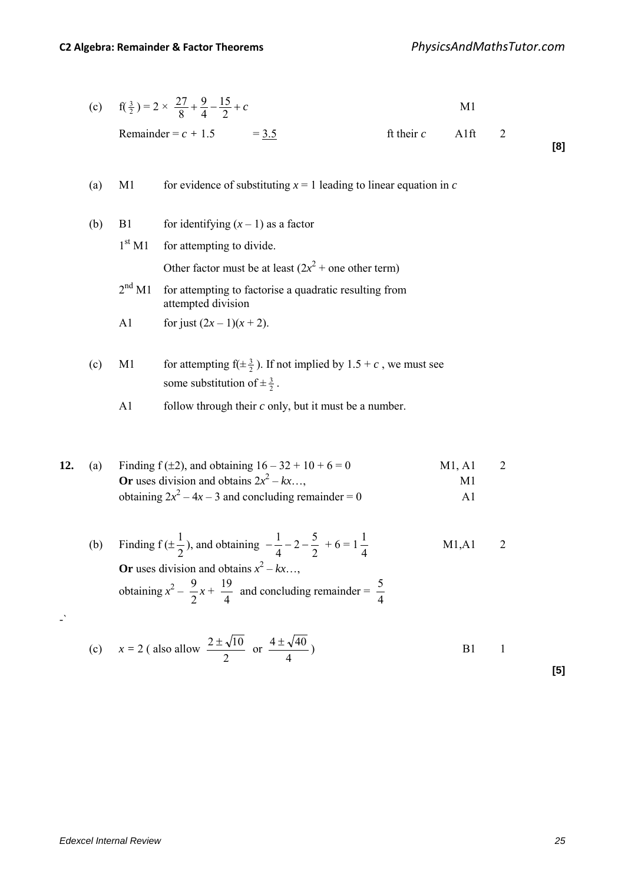(c) $f(\frac{3}{2}) = 2 \times \frac{27}{8} + \frac{9}{4} - \frac{15}{2} + c$ — M1

Remainder $= c + 1.5 \quad = \underline{3.5}$ — ft their $c$ — A1ft — 2

**[8]**

(a) M1 for evidence of substituting $x = 1$ leading to linear equation in $c$

(b) B1 for identifying $(x - 1)$ as a factor

1st M1 for attempting to divide.

Other factor must be at least $(2x^2$ + one other term)

2nd M1 for attempting to factorise a quadratic resulting from attempted division

A1 for just $(2x - 1)(x + 2)$.

(c) M1 for attempting $f(\pm\frac{3}{2})$. If not implied by $1.5 + c$, we must see some substitution of $\pm\frac{3}{2}$.

A1 follow through their $c$ only, but it must be a number.

**12.** (a) Finding f $(\pm 2)$, and obtaining $16 - 32 + 10 + 6 = 0$ — M1, A1 — 2

**Or** uses division and obtains $2x^2 - kx\ldots$, — M1

obtaining $2x^2 - 4x - 3$ and concluding remainder = 0 — A1

(b) Finding f $(\pm\frac{1}{2})$, and obtaining $-\frac{1}{4} - 2 - \frac{5}{2} + 6 = 1\frac{1}{4}$ — M1,A1 — 2

**Or** uses division and obtains $x^2 - kx\ldots$,

obtaining $x^2 - \frac{9}{2}x + \frac{19}{4}$ and concluding remainder = $\frac{5}{4}$

-`

(c) $x = 2$ ( also allow $\frac{2 \pm \sqrt{10}}{2}$ or $\frac{4 \pm \sqrt{40}}{4}$) — B1 — 1

**[5]**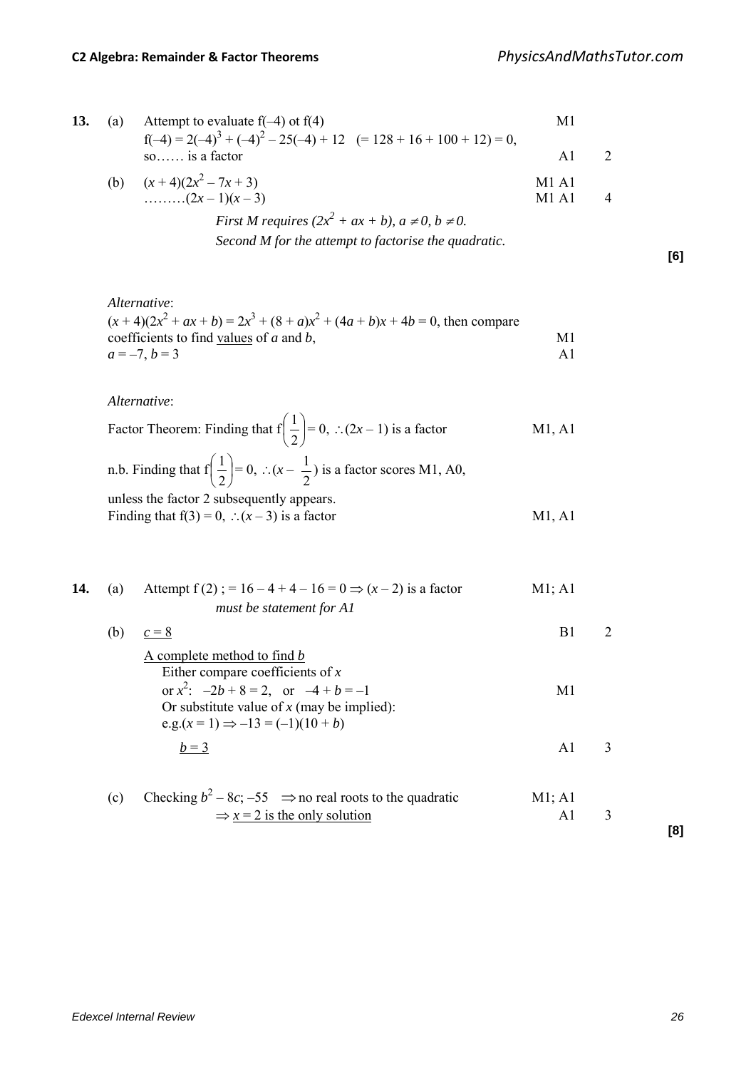| | | | | |
|---|---|---|---|---|
| **13.** | (a) | Attempt to evaluate f(–4) ot f(4)<br>$f(-4) = 2(-4)^3 + (-4)^2 - 25(-4) + 12 \quad (= 128 + 16 + 100 + 12) = 0$,<br>so…… is a factor | M1<br><br>A1 | 2 |
| | (b) | $(x + 4)(2x^2 - 7x + 3)$<br>………$(2x - 1)(x - 3)$ | M1 A1<br>M1 A1 | 4 |
| | | *First M requires $(2x^2 + ax + b)$, $a \neq 0$, $b \neq 0$.*<br>*Second M for the attempt to factorise the quadratic.* | | |
| | | | | **[6]** |

*Alternative*:
$(x + 4)(2x^2 + ax + b) = 2x^3 + (8 + a)x^2 + (4a + b)x + 4b = 0$, then compare coefficients to find values of $a$ and $b$, — M1
$a = -7$, $b = 3$ — A1

*Alternative*:
Factor Theorem: Finding that $f\left(\frac{1}{2}\right) = 0$, $\therefore (2x - 1)$ is a factor — M1, A1

n.b. Finding that $f\left(\frac{1}{2}\right) = 0$, $\therefore (x - \frac{1}{2})$ is a factor scores M1, A0, unless the factor 2 subsequently appears.

Finding that $f(3) = 0$, $\therefore (x - 3)$ is a factor — M1, A1

| | | | | |
|---|---|---|---|---|
| **14.** | (a) | Attempt f (2) ; $= 16 - 4 + 4 - 16 = 0 \Rightarrow (x - 2)$ is a factor<br>*must be statement for A1* | M1; A1 | |
| | (b) | $\underline{c = 8}$ | B1 | 2 |
| | | A complete method to find $b$<br>Either compare coefficients of $x$<br>or $x^2$: $-2b + 8 = 2$, or $-4 + b = -1$<br>Or substitute value of $x$ (may be implied):<br>e.g.$(x = 1) \Rightarrow -13 = (-1)(10 + b)$ | <br><br>M1 | |
| | | $\underline{b = 3}$ | A1 | 3 |
| | (c) | Checking $b^2 - 8c$; $-55 \quad \Rightarrow$ no real roots to the quadratic<br>$\Rightarrow \underline{x = 2 \text{ is the only solution}}$ | M1; A1<br>A1 | 3 |
| | | | | **[8]** |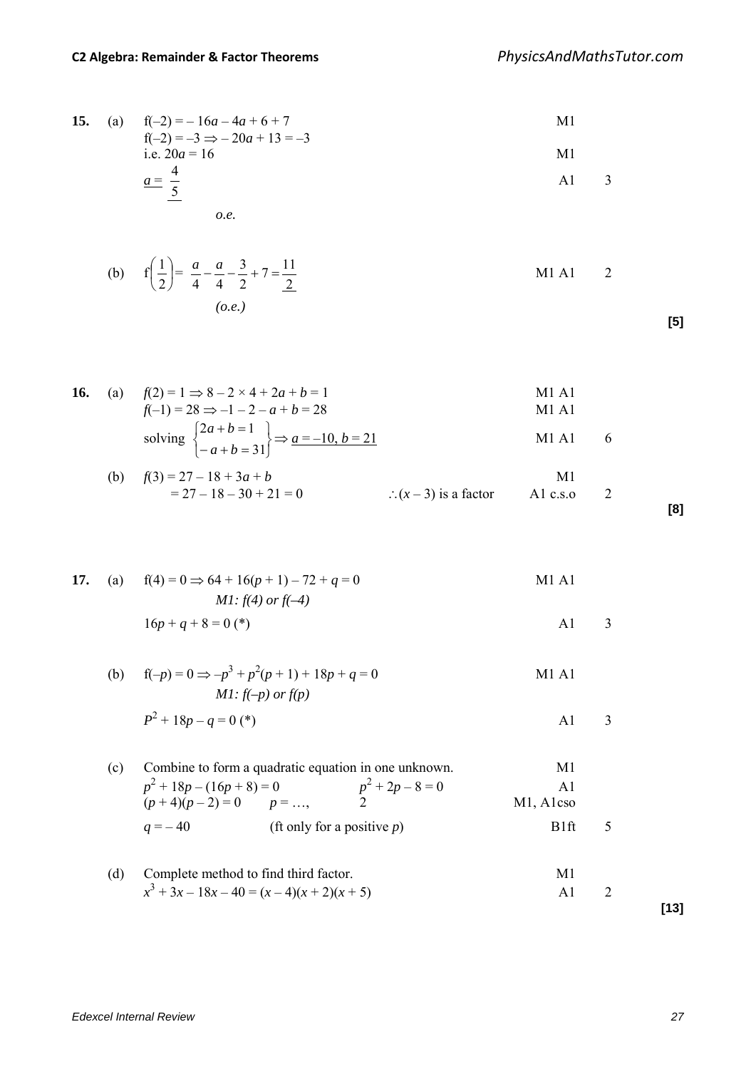**15.** (a) $f(-2) = -16a - 4a + 6 + 7$ M1

$f(-2) = -3 \Rightarrow -20a + 13 = -3$

i.e. $20a = 16$ M1

$\underline{a = \frac{4}{5}}$ A1 3

*o.e.*

(b) $f\left(\frac{1}{2}\right) = \frac{a}{4} - \frac{a}{4} - \frac{3}{2} + 7 = \underline{\frac{11}{2}}$ M1 A1 2

*(o.e.)*

**[5]**

**16.** (a) $f(2) = 1 \Rightarrow 8 - 2 \times 4 + 2a + b = 1$ M1 A1

$f(-1) = 28 \Rightarrow -1 - 2 - a + b = 28$ M1 A1

solving $\left.\begin{cases} 2a + b = 1 \\ -a + b = 31 \end{cases}\right\} \Rightarrow \underline{a = -10, b = 21}$ M1 A1 6

(b) $f(3) = 27 - 18 + 3a + b$ M1

$= 27 - 18 - 30 + 21 = 0$ $\quad \therefore (x - 3)$ is a factor A1 c.s.o 2

**[8]**

**17.** (a) $f(4) = 0 \Rightarrow 64 + 16(p + 1) - 72 + q = 0$ M1 A1

*M1: f(4) or f(–4)*

$16p + q + 8 = 0$ (*) A1 3

(b) $f(-p) = 0 \Rightarrow -p^3 + p^2(p + 1) + 18p + q = 0$ M1 A1

*M1: f(–p) or f(p)*

$P^2 + 18p - q = 0$ (*) A1 3

(c) Combine to form a quadratic equation in one unknown. M1

$p^2 + 18p - (16p + 8) = 0$ $\quad p^2 + 2p - 8 = 0$ A1

$(p + 4)(p - 2) = 0$ $\quad p = \ldots,\quad 2$ M1, A1cso

$q = -40$ (ft only for a positive $p$) B1ft 5

(d) Complete method to find third factor. M1

$x^3 + 3x - 18x - 40 = (x - 4)(x + 2)(x + 5)$ A1 2

**[13]**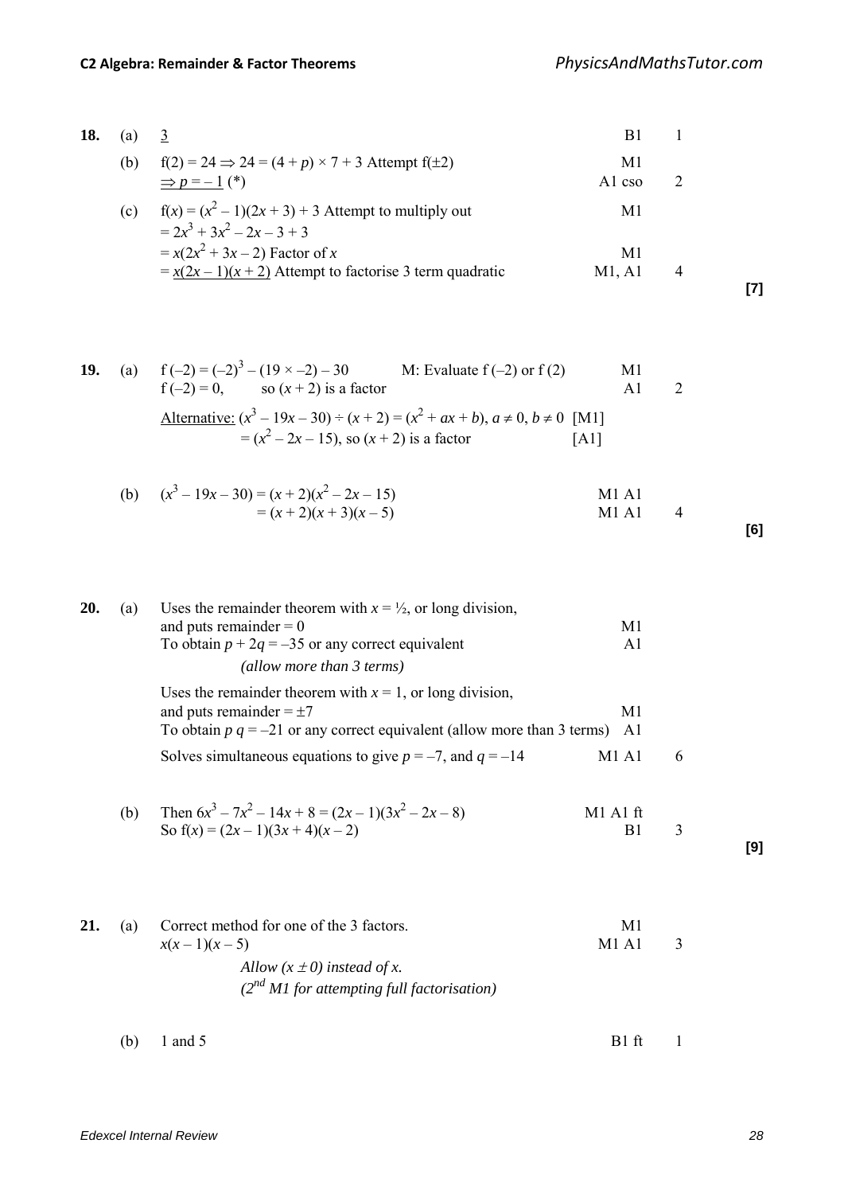**18.** (a) $\underline{3}$ B1 1

(b) $f(2) = 24 \Rightarrow 24 = (4 + p) \times 7 + 3$ Attempt $f(\pm 2)$ M1

$\underline{\Rightarrow p = -1}$ (*) A1 cso 2

(c) $f(x) = (x^2 - 1)(2x + 3) + 3$ Attempt to multiply out M1

$= 2x^3 + 3x^2 - 2x - 3 + 3$

$= x(2x^2 + 3x - 2)$ Factor of $x$ M1

$= \underline{x(2x - 1)(x + 2)}$ Attempt to factorise 3 term quadratic M1, A1 4

**[7]**

**19.** (a) $f(-2) = (-2)^3 - (19 \times -2) - 30$ M: Evaluate $f(-2)$ or $f(2)$ M1

$f(-2) = 0$, so $(x + 2)$ is a factor A1 2

Alternative: $(x^3 - 19x - 30) \div (x + 2) = (x^2 + ax + b)$, $a \neq 0$, $b \neq 0$ [M1]

$= (x^2 - 2x - 15)$, so $(x + 2)$ is a factor [A1]

(b) $(x^3 - 19x - 30) = (x + 2)(x^2 - 2x - 15)$ M1 A1

$= (x + 2)(x + 3)(x - 5)$ M1 A1 4

**[6]**

**20.** (a) Uses the remainder theorem with $x = \frac{1}{2}$, or long division, and puts remainder = 0 M1

To obtain $p + 2q = -35$ or any correct equivalent A1

*(allow more than 3 terms)*

Uses the remainder theorem with $x = 1$, or long division, and puts remainder = $\pm 7$ M1

To obtain $p\ q = -21$ or any correct equivalent (allow more than 3 terms) A1

Solves simultaneous equations to give $p = -7$, and $q = -14$ M1 A1 6

(b) Then $6x^3 - 7x^2 - 14x + 8 = (2x - 1)(3x^2 - 2x - 8)$ M1 A1 ft

So $f(x) = (2x - 1)(3x + 4)(x - 2)$ B1 3

**[9]**

**21.** (a) Correct method for one of the 3 factors. M1

$x(x - 1)(x - 5)$ M1 A1 3

*Allow $(x \pm 0)$ instead of x.*

*(2nd M1 for attempting full factorisation)*

(b) 1 and 5 B1 ft 1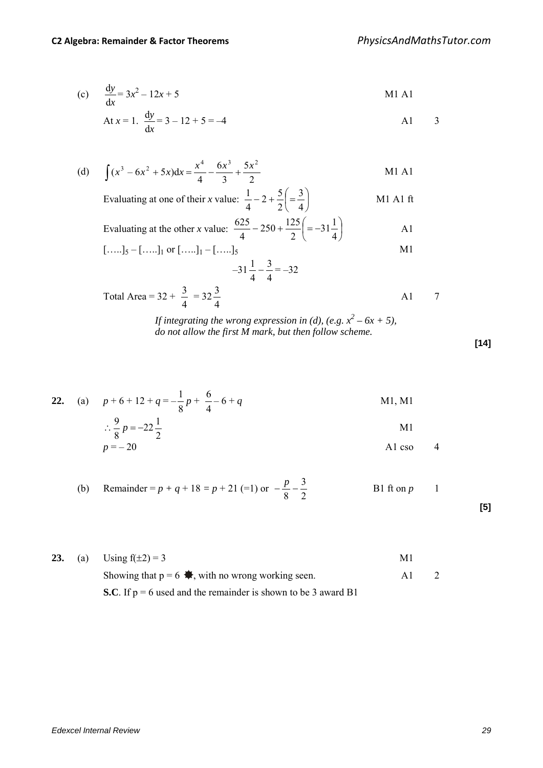(c) $\dfrac{dy}{dx} = 3x^2 - 12x + 5$ M1 A1

At $x = 1$. $\dfrac{dy}{dx} = 3 - 12 + 5 = -4$ A1 3

(d) $\int (x^3 - 6x^2 + 5x)dx = \dfrac{x^4}{4} - \dfrac{6x^3}{3} + \dfrac{5x^2}{2}$ M1 A1

Evaluating at one of their $x$ value: $\dfrac{1}{4} - 2 + \dfrac{5}{2}\left(= \dfrac{3}{4}\right)$ M1 A1 ft

Evaluating at the other $x$ value: $\dfrac{625}{4} - 250 + \dfrac{125}{2}\left(= -31\dfrac{1}{4}\right)$ A1

$[\ldots\ldots]_5 - [\ldots\ldots]_1$ or $[\ldots\ldots]_1 - [\ldots\ldots]_5$ M1

$$-31\frac{1}{4} - \frac{3}{4} = -32$$

Total Area $= 32 + \dfrac{3}{4} = 32\dfrac{3}{4}$ A1 7

*If integrating the wrong expression in (d), (e.g. $x^2 - 6x + 5$), do not allow the first M mark, but then follow scheme.*

**[14]**

**22.** (a) $p + 6 + 12 + q = -\dfrac{1}{8}p + \dfrac{6}{4} - 6 + q$ M1, M1

$\therefore \dfrac{9}{8}p = -22\dfrac{1}{2}$ M1

$p = -20$ A1 cso 4

(b) Remainder $= p + q + 18 = p + 21$ $(=1)$ or $-\dfrac{p}{8} - \dfrac{3}{2}$ B1 ft on $p$ 1

**[5]**

**23.** (a) Using $f(\pm 2) = 3$ M1

Showing that p = 6 ✸, with no wrong working seen. A1 2

**S.C**. If p = 6 used and the remainder is shown to be 3 award B1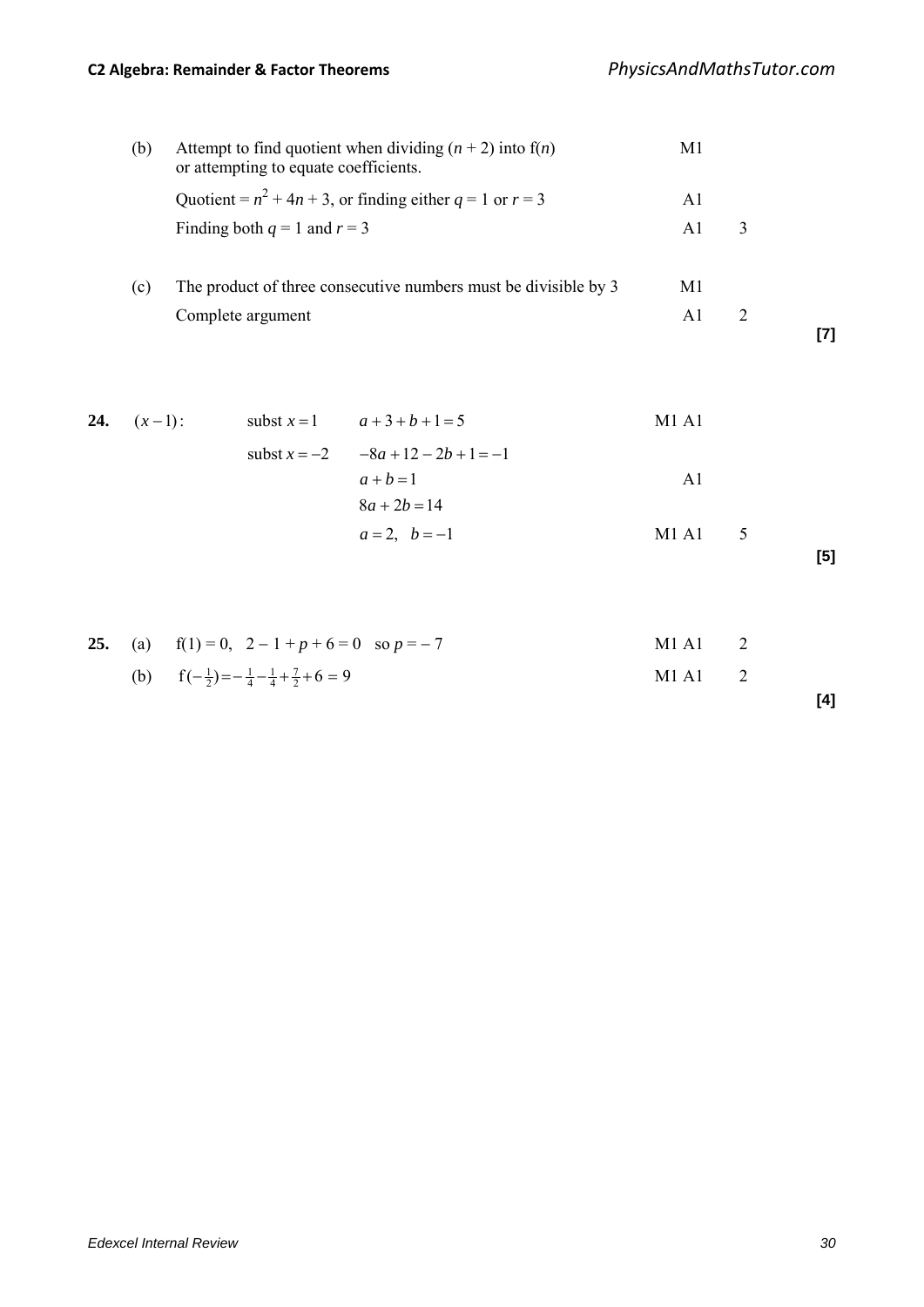| | | | | | |
|---|---|---|---|---|---|
| | (b) | Attempt to find quotient when dividing $(n + 2)$ into $f(n)$ or attempting to equate coefficients. | M1 | | |
| | | Quotient = $n^2 + 4n + 3$, or finding either $q = 1$ or $r = 3$ | A1 | | |
| | | Finding both $q = 1$ and $r = 3$ | A1 | 3 | |
| | (c) | The product of three consecutive numbers must be divisible by 3 | M1 | | |
| | | Complete argument | A1 | 2 | |
| | | | | | **[7]** |

| | | | | | | |
|---|---|---|---|---|---|---|
| **24.** | $(x-1)$: | subst $x = 1$ | $a + 3 + b + 1 = 5$ | M1 A1 | | |
| | | subst $x = -2$ | $-8a + 12 - 2b + 1 = -1$ | | | |
| | | | $a + b = 1$ | A1 | | |
| | | | $8a + 2b = 14$ | | | |
| | | | $a = 2, \quad b = -1$ | M1 A1 | 5 | |
| | | | | | | **[5]** |

| | | | | | |
|---|---|---|---|---|---|
| **25.** | (a) | $f(1) = 0, \quad 2 - 1 + p + 6 = 0 \quad$ so $p = -7$ | M1 A1 | 2 | |
| | (b) | $f(-\frac{1}{2}) = -\frac{1}{4} - \frac{1}{4} + \frac{7}{2} + 6 = 9$ | M1 A1 | 2 | |
| | | | | | **[4]** |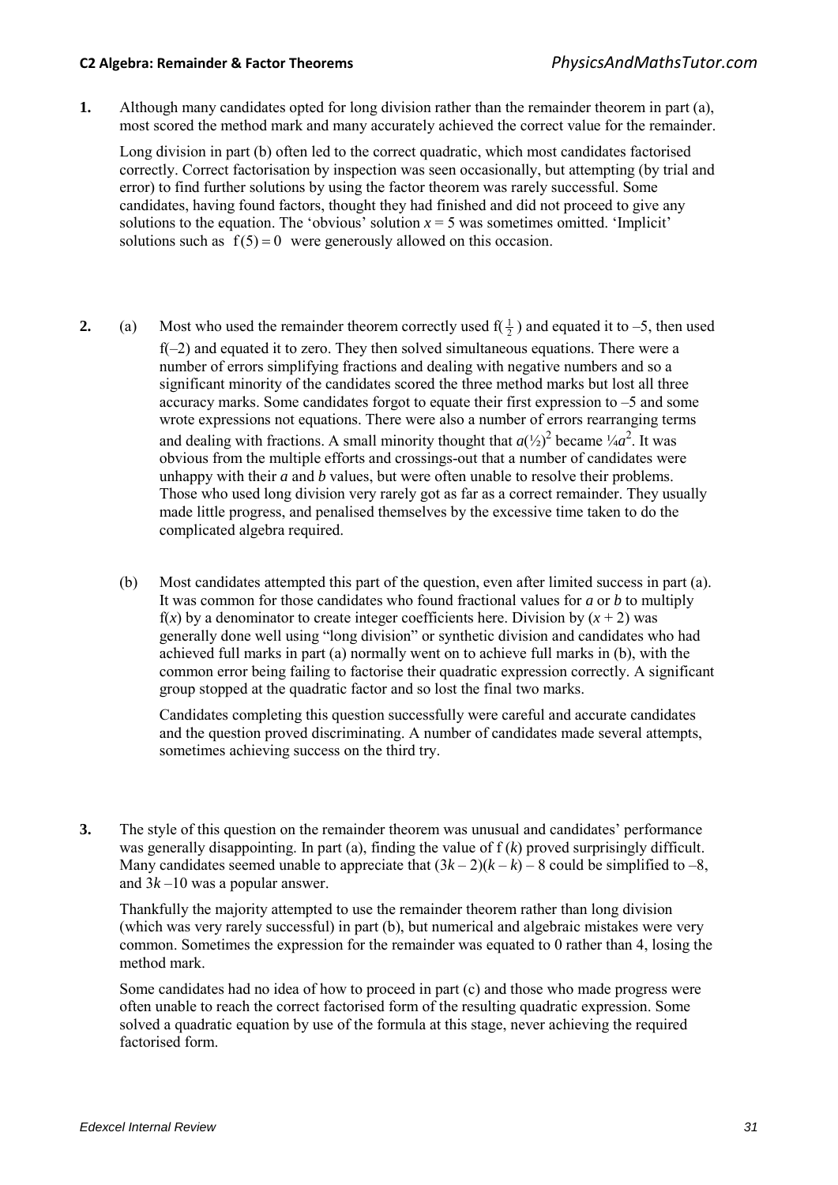**1.** Although many candidates opted for long division rather than the remainder theorem in part (a), most scored the method mark and many accurately achieved the correct value for the remainder.

Long division in part (b) often led to the correct quadratic, which most candidates factorised correctly. Correct factorisation by inspection was seen occasionally, but attempting (by trial and error) to find further solutions by using the factor theorem was rarely successful. Some candidates, having found factors, thought they had finished and did not proceed to give any solutions to the equation. The 'obvious' solution $x = 5$ was sometimes omitted. 'Implicit' solutions such as $f(5) = 0$ were generously allowed on this occasion.

**2.** (a) Most who used the remainder theorem correctly used $f(\frac{1}{2})$ and equated it to –5, then used $f(-2)$ and equated it to zero. They then solved simultaneous equations. There were a number of errors simplifying fractions and dealing with negative numbers and so a significant minority of the candidates scored the three method marks but lost all three accuracy marks. Some candidates forgot to equate their first expression to –5 and some wrote expressions not equations. There were also a number of errors rearranging terms and dealing with fractions. A small minority thought that $a(½)^2$ became $¼a^2$. It was obvious from the multiple efforts and crossings-out that a number of candidates were unhappy with their *a* and *b* values, but were often unable to resolve their problems. Those who used long division very rarely got as far as a correct remainder. They usually made little progress, and penalised themselves by the excessive time taken to do the complicated algebra required.

(b) Most candidates attempted this part of the question, even after limited success in part (a). It was common for those candidates who found fractional values for *a* or *b* to multiply $f(x)$ by a denominator to create integer coefficients here. Division by $(x + 2)$ was generally done well using "long division" or synthetic division and candidates who had achieved full marks in part (a) normally went on to achieve full marks in (b), with the common error being failing to factorise their quadratic expression correctly. A significant group stopped at the quadratic factor and so lost the final two marks.

Candidates completing this question successfully were careful and accurate candidates and the question proved discriminating. A number of candidates made several attempts, sometimes achieving success on the third try.

**3.** The style of this question on the remainder theorem was unusual and candidates' performance was generally disappointing. In part (a), finding the value of $f(k)$ proved surprisingly difficult. Many candidates seemed unable to appreciate that $(3k - 2)(k - k) - 8$ could be simplified to –8, and $3k - 10$ was a popular answer.

Thankfully the majority attempted to use the remainder theorem rather than long division (which was very rarely successful) in part (b), but numerical and algebraic mistakes were very common. Sometimes the expression for the remainder was equated to 0 rather than 4, losing the method mark.

Some candidates had no idea of how to proceed in part (c) and those who made progress were often unable to reach the correct factorised form of the resulting quadratic expression. Some solved a quadratic equation by use of the formula at this stage, never achieving the required factorised form.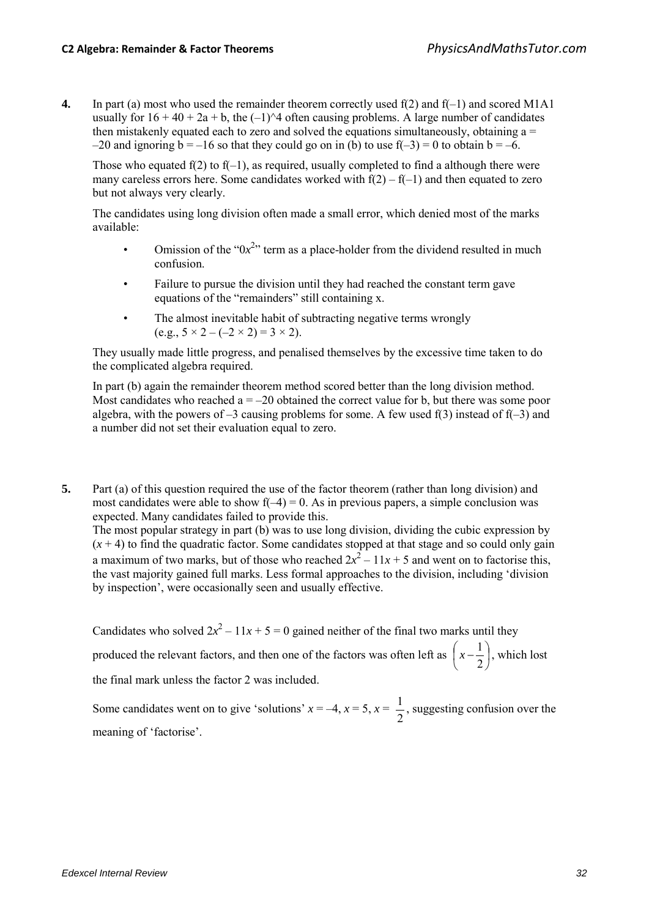**4.** In part (a) most who used the remainder theorem correctly used $f(2)$ and $f(-1)$ and scored M1A1 usually for $16 + 40 + 2a + b$, the $(-1)^4$ often causing problems. A large number of candidates then mistakenly equated each to zero and solved the equations simultaneously, obtaining $a = -20$ and ignoring $b = -16$ so that they could go on in (b) to use $f(-3) = 0$ to obtain $b = -6$.

Those who equated $f(2)$ to $f(-1)$, as required, usually completed to find a although there were many careless errors here. Some candidates worked with $f(2) - f(-1)$ and then equated to zero but not always very clearly.

The candidates using long division often made a small error, which denied most of the marks available:

- Omission of the "$0x^2$" term as a place-holder from the dividend resulted in much confusion.
- Failure to pursue the division until they had reached the constant term gave equations of the "remainders" still containing x.
- The almost inevitable habit of subtracting negative terms wrongly (e.g., $5 \times 2 - (-2 \times 2) = 3 \times 2$).

They usually made little progress, and penalised themselves by the excessive time taken to do the complicated algebra required.

In part (b) again the remainder theorem method scored better than the long division method. Most candidates who reached $a = -20$ obtained the correct value for b, but there was some poor algebra, with the powers of $-3$ causing problems for some. A few used $f(3)$ instead of $f(-3)$ and a number did not set their evaluation equal to zero.

**5.** Part (a) of this question required the use of the factor theorem (rather than long division) and most candidates were able to show $f(-4) = 0$. As in previous papers, a simple conclusion was expected. Many candidates failed to provide this.
The most popular strategy in part (b) was to use long division, dividing the cubic expression by $(x + 4)$ to find the quadratic factor. Some candidates stopped at that stage and so could only gain a maximum of two marks, but of those who reached $2x^2 - 11x + 5$ and went on to factorise this, the vast majority gained full marks. Less formal approaches to the division, including 'division by inspection', were occasionally seen and usually effective.

Candidates who solved $2x^2 - 11x + 5 = 0$ gained neither of the final two marks until they produced the relevant factors, and then one of the factors was often left as $\left(x - \frac{1}{2}\right)$, which lost the final mark unless the factor 2 was included.

Some candidates went on to give 'solutions' $x = -4$, $x = 5$, $x = \frac{1}{2}$, suggesting confusion over the meaning of 'factorise'.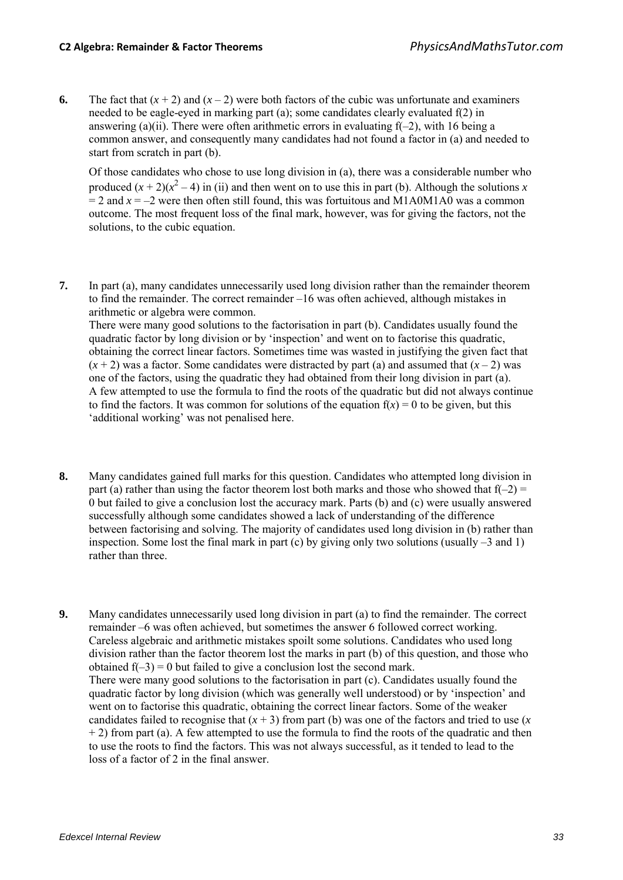**6.** The fact that $(x + 2)$ and $(x – 2)$ were both factors of the cubic was unfortunate and examiners needed to be eagle-eyed in marking part (a); some candidates clearly evaluated f(2) in answering (a)(ii). There were often arithmetic errors in evaluating f(–2), with 16 being a common answer, and consequently many candidates had not found a factor in (a) and needed to start from scratch in part (b).

Of those candidates who chose to use long division in (a), there was a considerable number who produced $(x + 2)(x^2 – 4)$ in (ii) and then went on to use this in part (b). Although the solutions $x = 2$ and $x = –2$ were then often still found, this was fortuitous and M1A0M1A0 was a common outcome. The most frequent loss of the final mark, however, was for giving the factors, not the solutions, to the cubic equation.

**7.** In part (a), many candidates unnecessarily used long division rather than the remainder theorem to find the remainder. The correct remainder –16 was often achieved, although mistakes in arithmetic or algebra were common.
There were many good solutions to the factorisation in part (b). Candidates usually found the quadratic factor by long division or by 'inspection' and went on to factorise this quadratic, obtaining the correct linear factors. Sometimes time was wasted in justifying the given fact that $(x + 2)$ was a factor. Some candidates were distracted by part (a) and assumed that $(x – 2)$ was one of the factors, using the quadratic they had obtained from their long division in part (a). A few attempted to use the formula to find the roots of the quadratic but did not always continue to find the factors. It was common for solutions of the equation $f(x) = 0$ to be given, but this 'additional working' was not penalised here.

**8.** Many candidates gained full marks for this question. Candidates who attempted long division in part (a) rather than using the factor theorem lost both marks and those who showed that f(–2) = 0 but failed to give a conclusion lost the accuracy mark. Parts (b) and (c) were usually answered successfully although some candidates showed a lack of understanding of the difference between factorising and solving. The majority of candidates used long division in (b) rather than inspection. Some lost the final mark in part (c) by giving only two solutions (usually –3 and 1) rather than three.

**9.** Many candidates unnecessarily used long division in part (a) to find the remainder. The correct remainder –6 was often achieved, but sometimes the answer 6 followed correct working. Careless algebraic and arithmetic mistakes spoilt some solutions. Candidates who used long division rather than the factor theorem lost the marks in part (b) of this question, and those who obtained f(–3) = 0 but failed to give a conclusion lost the second mark.
There were many good solutions to the factorisation in part (c). Candidates usually found the quadratic factor by long division (which was generally well understood) or by 'inspection' and went on to factorise this quadratic, obtaining the correct linear factors. Some of the weaker candidates failed to recognise that $(x + 3)$ from part (b) was one of the factors and tried to use $(x + 2)$ from part (a). A few attempted to use the formula to find the roots of the quadratic and then to use the roots to find the factors. This was not always successful, as it tended to lead to the loss of a factor of 2 in the final answer.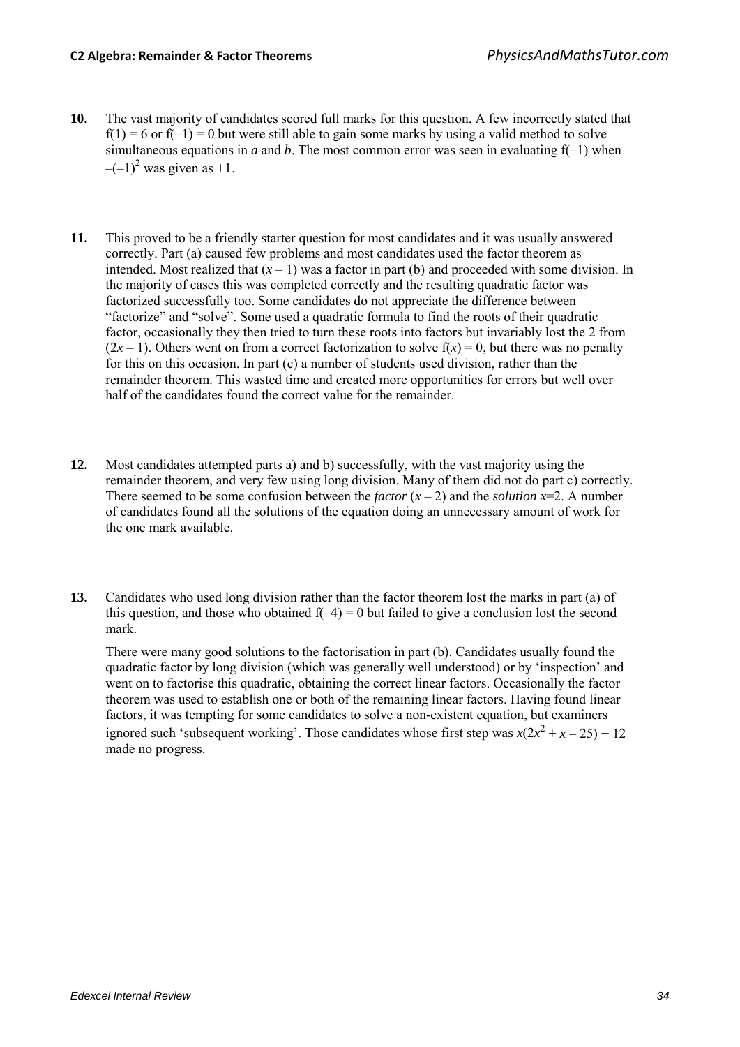**10.** The vast majority of candidates scored full marks for this question. A few incorrectly stated that $f(1) = 6$ or $f(-1) = 0$ but were still able to gain some marks by using a valid method to solve simultaneous equations in *a* and *b*. The most common error was seen in evaluating $f(-1)$ when $-(-1)^2$ was given as $+1$.

**11.** This proved to be a friendly starter question for most candidates and it was usually answered correctly. Part (a) caused few problems and most candidates used the factor theorem as intended. Most realized that $(x - 1)$ was a factor in part (b) and proceeded with some division. In the majority of cases this was completed correctly and the resulting quadratic factor was factorized successfully too. Some candidates do not appreciate the difference between "factorize" and "solve". Some used a quadratic formula to find the roots of their quadratic factor, occasionally they then tried to turn these roots into factors but invariably lost the 2 from $(2x - 1)$. Others went on from a correct factorization to solve $f(x) = 0$, but there was no penalty for this on this occasion. In part (c) a number of students used division, rather than the remainder theorem. This wasted time and created more opportunities for errors but well over half of the candidates found the correct value for the remainder.

**12.** Most candidates attempted parts a) and b) successfully, with the vast majority using the remainder theorem, and very few using long division. Many of them did not do part c) correctly. There seemed to be some confusion between the *factor* $(x - 2)$ and the *solution* $x=2$. A number of candidates found all the solutions of the equation doing an unnecessary amount of work for the one mark available.

**13.** Candidates who used long division rather than the factor theorem lost the marks in part (a) of this question, and those who obtained $f(-4) = 0$ but failed to give a conclusion lost the second mark.

There were many good solutions to the factorisation in part (b). Candidates usually found the quadratic factor by long division (which was generally well understood) or by 'inspection' and went on to factorise this quadratic, obtaining the correct linear factors. Occasionally the factor theorem was used to establish one or both of the remaining linear factors. Having found linear factors, it was tempting for some candidates to solve a non-existent equation, but examiners ignored such 'subsequent working'. Those candidates whose first step was $x(2x^2 + x - 25) + 12$ made no progress.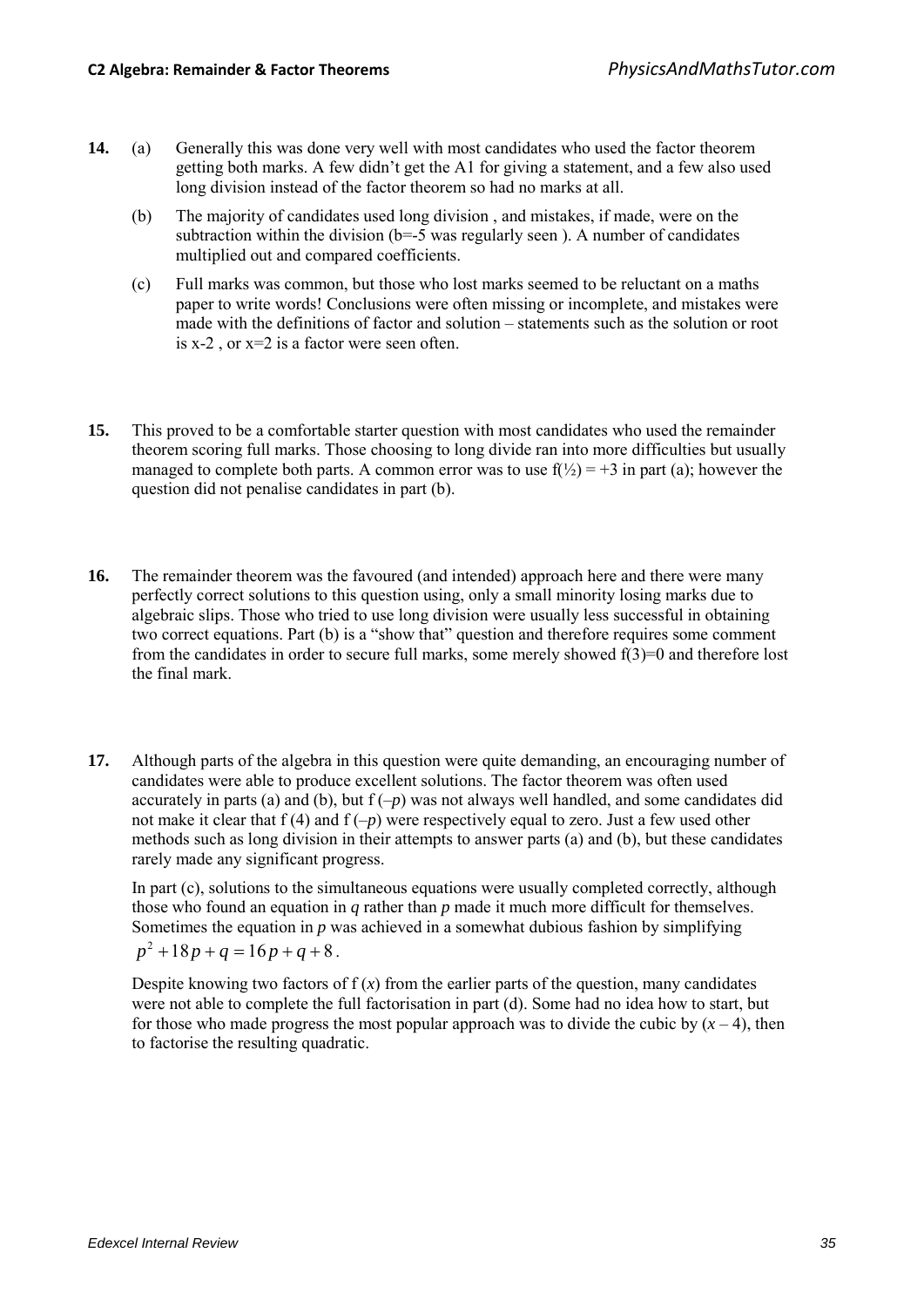**14.** (a) Generally this was done very well with most candidates who used the factor theorem getting both marks. A few didn't get the A1 for giving a statement, and a few also used long division instead of the factor theorem so had no marks at all.

(b) The majority of candidates used long division , and mistakes, if made, were on the subtraction within the division (b=-5 was regularly seen ). A number of candidates multiplied out and compared coefficients.

(c) Full marks was common, but those who lost marks seemed to be reluctant on a maths paper to write words! Conclusions were often missing or incomplete, and mistakes were made with the definitions of factor and solution – statements such as the solution or root is x-2 , or x=2 is a factor were seen often.

**15.** This proved to be a comfortable starter question with most candidates who used the remainder theorem scoring full marks. Those choosing to long divide ran into more difficulties but usually managed to complete both parts. A common error was to use f(½) = +3 in part (a); however the question did not penalise candidates in part (b).

**16.** The remainder theorem was the favoured (and intended) approach here and there were many perfectly correct solutions to this question using, only a small minority losing marks due to algebraic slips. Those who tried to use long division were usually less successful in obtaining two correct equations. Part (b) is a "show that" question and therefore requires some comment from the candidates in order to secure full marks, some merely showed f(3)=0 and therefore lost the final mark.

**17.** Although parts of the algebra in this question were quite demanding, an encouraging number of candidates were able to produce excellent solutions. The factor theorem was often used accurately in parts (a) and (b), but f $(-p)$ was not always well handled, and some candidates did not make it clear that f (4) and f $(-p)$ were respectively equal to zero. Just a few used other methods such as long division in their attempts to answer parts (a) and (b), but these candidates rarely made any significant progress.

In part (c), solutions to the simultaneous equations were usually completed correctly, although those who found an equation in $q$ rather than $p$ made it much more difficult for themselves. Sometimes the equation in $p$ was achieved in a somewhat dubious fashion by simplifying $p^2 + 18p + q = 16p + q + 8$.

Despite knowing two factors of f $(x)$ from the earlier parts of the question, many candidates were not able to complete the full factorisation in part (d). Some had no idea how to start, but for those who made progress the most popular approach was to divide the cubic by $(x - 4)$, then to factorise the resulting quadratic.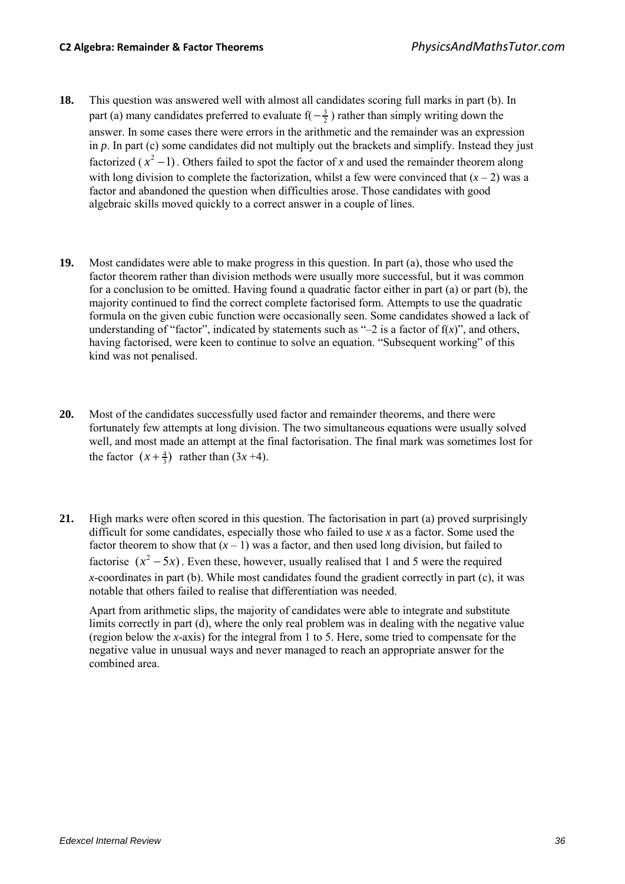**18.** This question was answered well with almost all candidates scoring full marks in part (b). In part (a) many candidates preferred to evaluate f($-\frac{3}{2}$) rather than simply writing down the answer. In some cases there were errors in the arithmetic and the remainder was an expression in *p*. In part (c) some candidates did not multiply out the brackets and simplify. Instead they just factorized ($x^2 - 1$). Others failed to spot the factor of *x* and used the remainder theorem along with long division to complete the factorization, whilst a few were convinced that ($x - 2$) was a factor and abandoned the question when difficulties arose. Those candidates with good algebraic skills moved quickly to a correct answer in a couple of lines.

**19.** Most candidates were able to make progress in this question. In part (a), those who used the factor theorem rather than division methods were usually more successful, but it was common for a conclusion to be omitted. Having found a quadratic factor either in part (a) or part (b), the majority continued to find the correct complete factorised form. Attempts to use the quadratic formula on the given cubic function were occasionally seen. Some candidates showed a lack of understanding of "factor", indicated by statements such as "–2 is a factor of f($x$)", and others, having factorised, were keen to continue to solve an equation. "Subsequent working" of this kind was not penalised.

**20.** Most of the candidates successfully used factor and remainder theorems, and there were fortunately few attempts at long division. The two simultaneous equations were usually solved well, and most made an attempt at the final factorisation. The final mark was sometimes lost for the factor ($x + \frac{4}{3}$) rather than ($3x + 4$).

**21.** High marks were often scored in this question. The factorisation in part (a) proved surprisingly difficult for some candidates, especially those who failed to use *x* as a factor. Some used the factor theorem to show that ($x - 1$) was a factor, and then used long division, but failed to factorise ($x^2 - 5x$). Even these, however, usually realised that 1 and 5 were the required *x*-coordinates in part (b). While most candidates found the gradient correctly in part (c), it was notable that others failed to realise that differentiation was needed.

Apart from arithmetic slips, the majority of candidates were able to integrate and substitute limits correctly in part (d), where the only real problem was in dealing with the negative value (region below the *x*-axis) for the integral from 1 to 5. Here, some tried to compensate for the negative value in unusual ways and never managed to reach an appropriate answer for the combined area.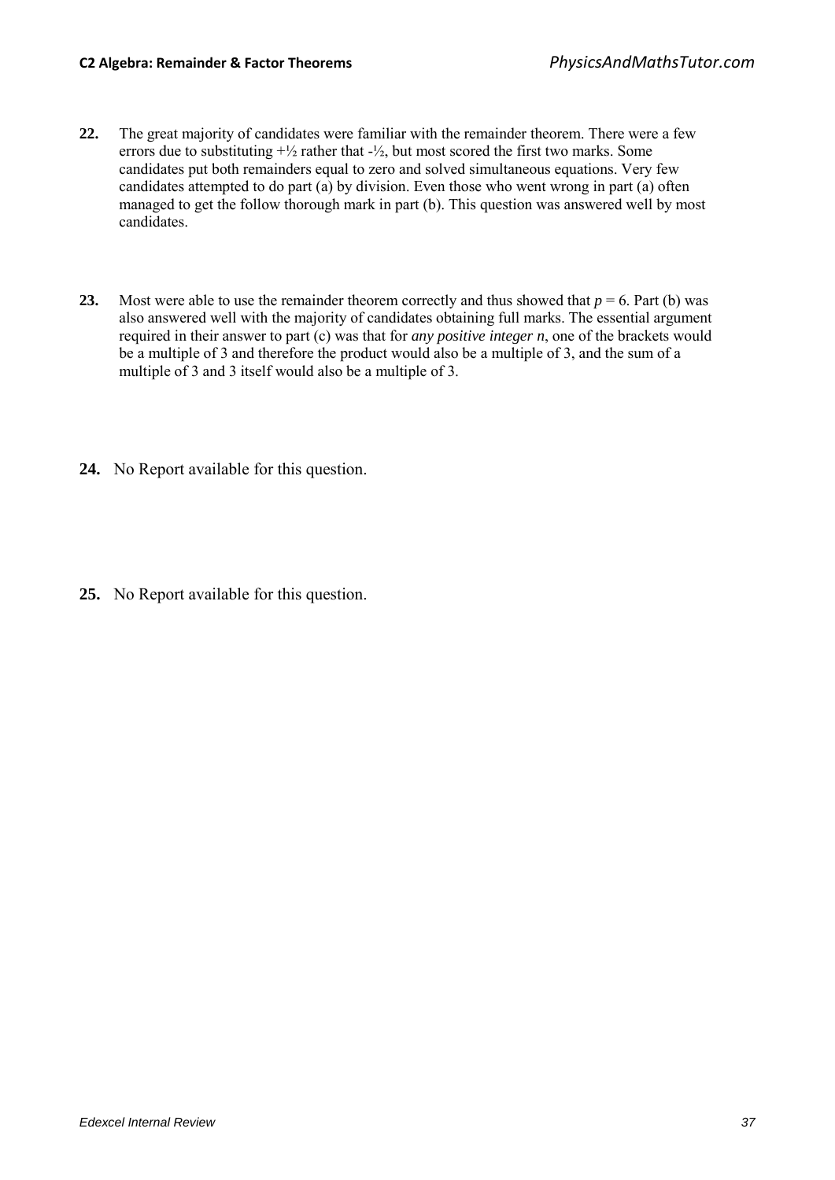**22.** The great majority of candidates were familiar with the remainder theorem. There were a few errors due to substituting $+½$ rather that $-½$, but most scored the first two marks. Some candidates put both remainders equal to zero and solved simultaneous equations. Very few candidates attempted to do part (a) by division. Even those who went wrong in part (a) often managed to get the follow thorough mark in part (b). This question was answered well by most candidates.

**23.** Most were able to use the remainder theorem correctly and thus showed that $p = 6$. Part (b) was also answered well with the majority of candidates obtaining full marks. The essential argument required in their answer to part (c) was that for *any positive integer n*, one of the brackets would be a multiple of 3 and therefore the product would also be a multiple of 3, and the sum of a multiple of 3 and 3 itself would also be a multiple of 3.

**24.** No Report available for this question.

**25.** No Report available for this question.